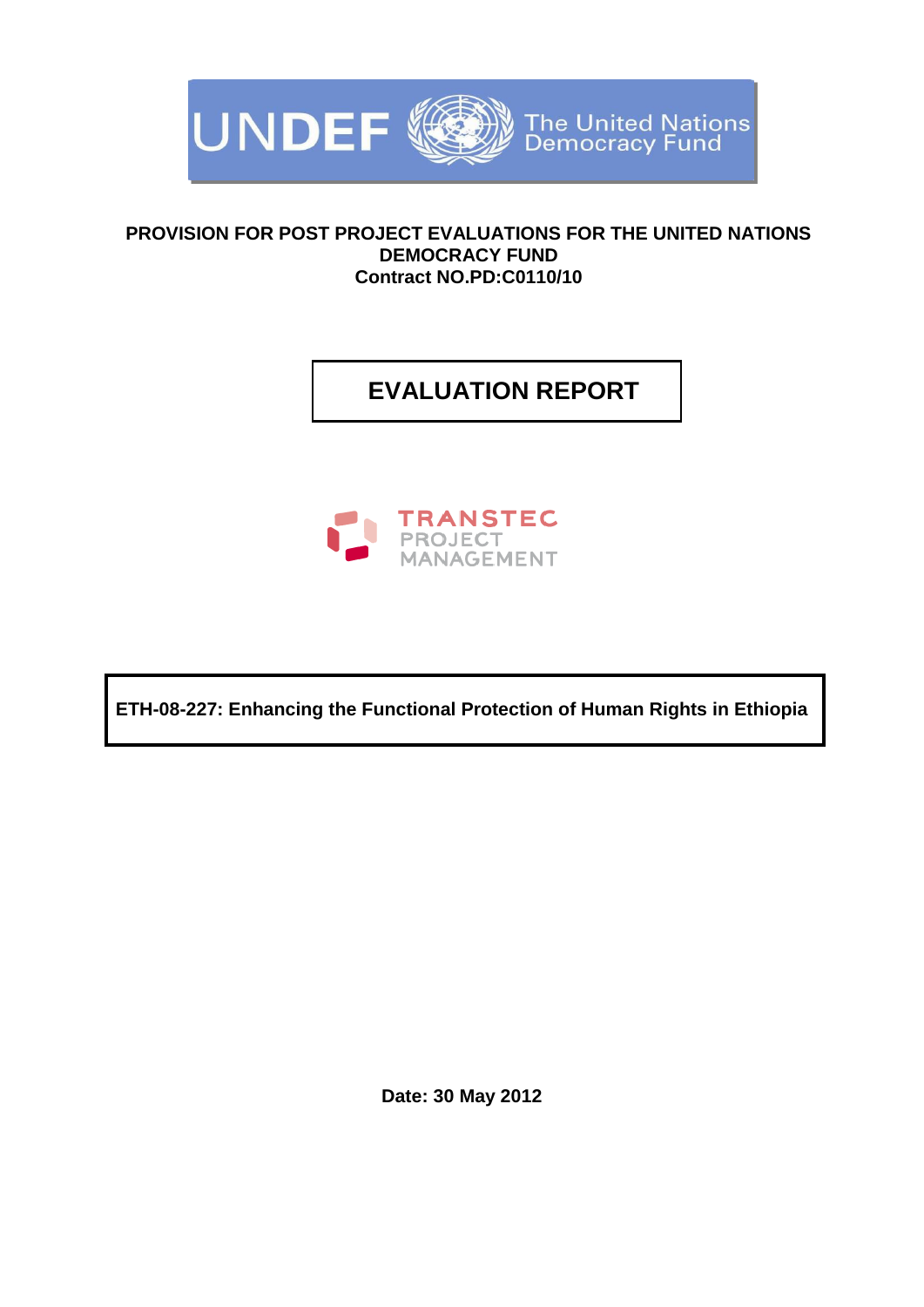UNDEF The United Nations Democracy Fund

**PROVISION FOR POST PROJECT EVALUATIONS FOR THE UNITED NATIONS DEMOCRACY FUND**
**Contract NO.PD:C0110/10**

# EVALUATION REPORT

TRANSTEC PROJECT MANAGEMENT

**ETH-08-227: Enhancing the Functional Protection of Human Rights in Ethiopia**

**Date: 30 May 2012**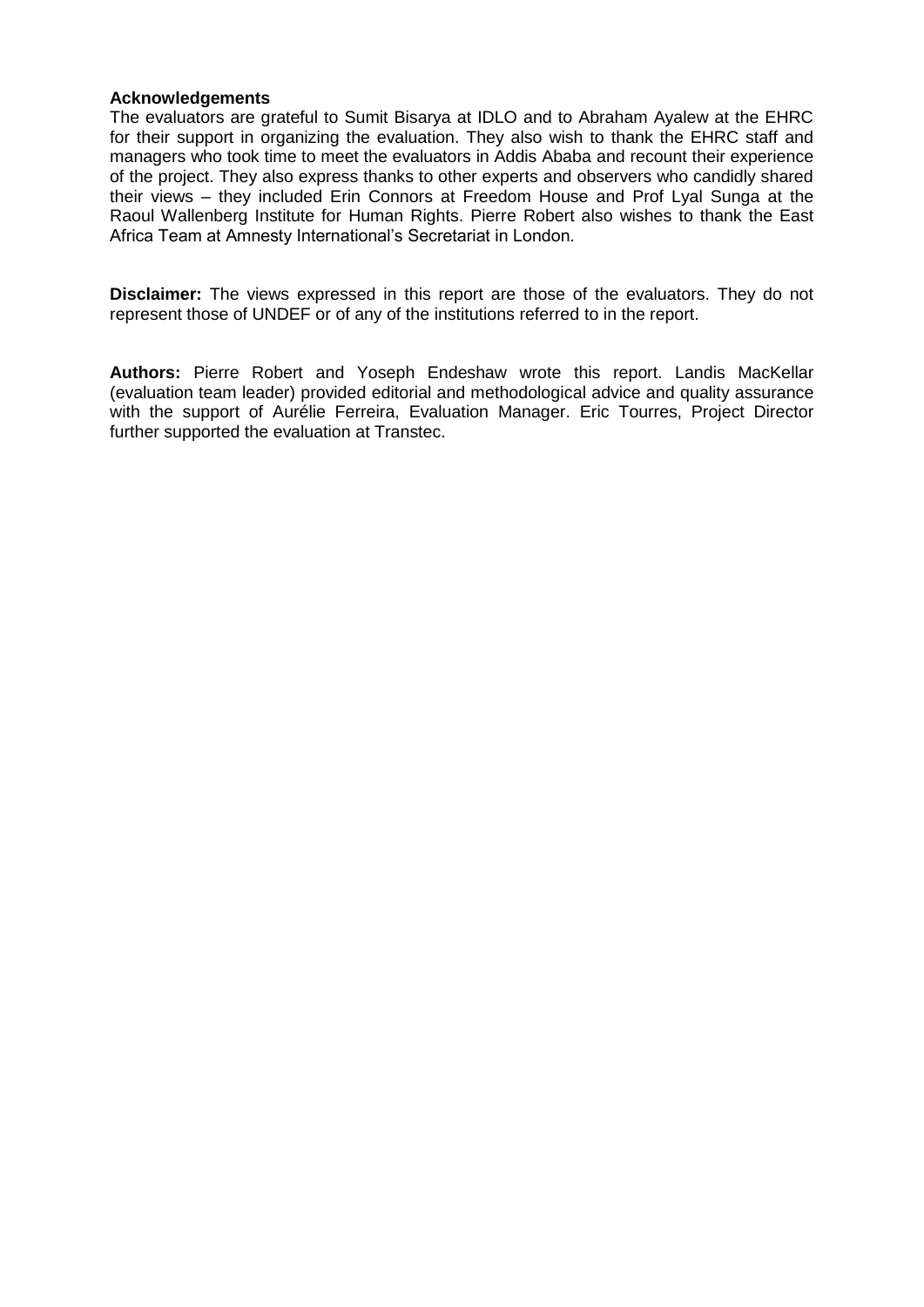**Acknowledgements**
The evaluators are grateful to Sumit Bisarya at IDLO and to Abraham Ayalew at the EHRC for their support in organizing the evaluation. They also wish to thank the EHRC staff and managers who took time to meet the evaluators in Addis Ababa and recount their experience of the project. They also express thanks to other experts and observers who candidly shared their views – they included Erin Connors at Freedom House and Prof Lyal Sunga at the Raoul Wallenberg Institute for Human Rights. Pierre Robert also wishes to thank the East Africa Team at Amnesty International's Secretariat in London.

**Disclaimer:** The views expressed in this report are those of the evaluators. They do not represent those of UNDEF or of any of the institutions referred to in the report.

**Authors:** Pierre Robert and Yoseph Endeshaw wrote this report. Landis MacKellar (evaluation team leader) provided editorial and methodological advice and quality assurance with the support of Aurélie Ferreira, Evaluation Manager. Eric Tourres, Project Director further supported the evaluation at Transtec.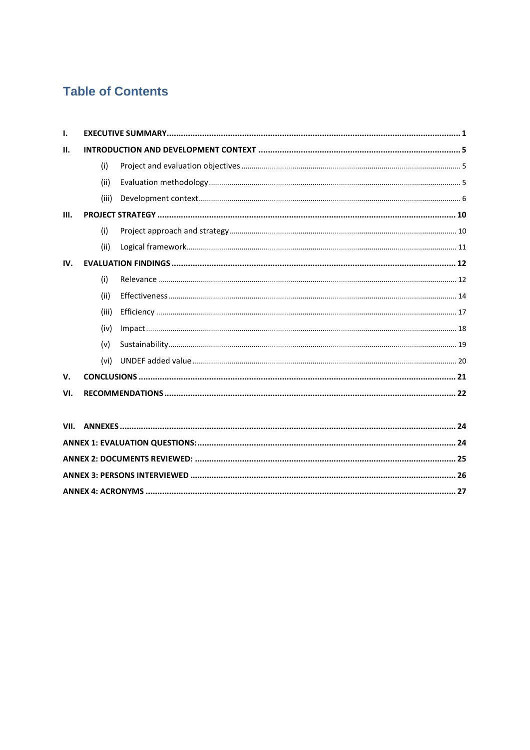# Table of Contents

| | | | |
|---|---|---|---|
| **I.** | **EXECUTIVE SUMMARY** | | **1** |
| **II.** | **INTRODUCTION AND DEVELOPMENT CONTEXT** | | **5** |
| | (i) | Project and evaluation objectives | 5 |
| | (ii) | Evaluation methodology | 5 |
| | (iii) | Development context | 6 |
| **III.** | **PROJECT STRATEGY** | | **10** |
| | (i) | Project approach and strategy | 10 |
| | (ii) | Logical framework | 11 |
| **IV.** | **EVALUATION FINDINGS** | | **12** |
| | (i) | Relevance | 12 |
| | (ii) | Effectiveness | 14 |
| | (iii) | Efficiency | 17 |
| | (iv) | Impact | 18 |
| | (v) | Sustainability | 19 |
| | (vi) | UNDEF added value | 20 |
| **V.** | **CONCLUSIONS** | | **21** |
| **VI.** | **RECOMMENDATIONS** | | **22** |
| **VII.** | **ANNEXES** | | **24** |
| **ANNEX 1: EVALUATION QUESTIONS:** | | | **24** |
| **ANNEX 2: DOCUMENTS REVIEWED:** | | | **25** |
| **ANNEX 3: PERSONS INTERVIEWED** | | | **26** |
| **ANNEX 4: ACRONYMS** | | | **27** |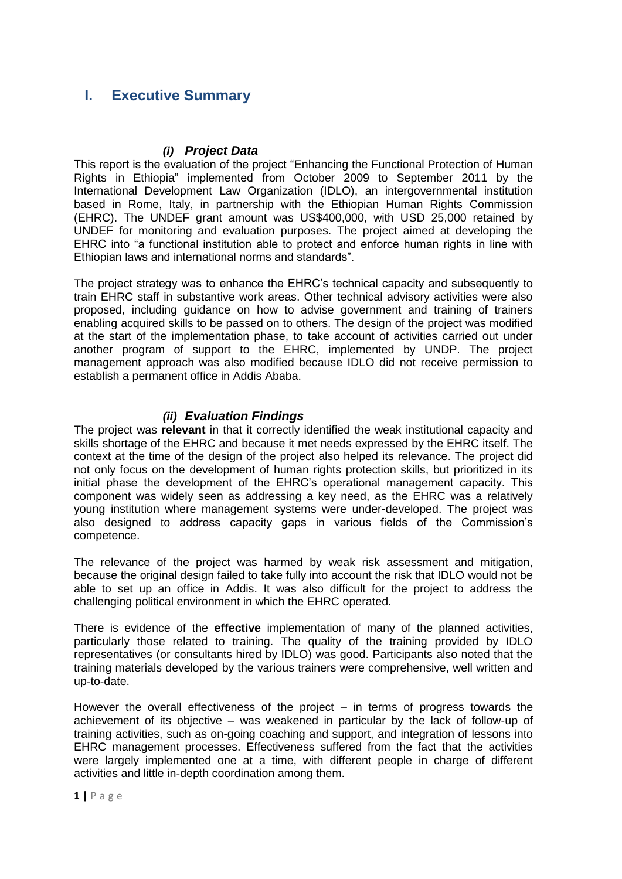# I. Executive Summary

### *(i) Project Data*

This report is the evaluation of the project "Enhancing the Functional Protection of Human Rights in Ethiopia" implemented from October 2009 to September 2011 by the International Development Law Organization (IDLO), an intergovernmental institution based in Rome, Italy, in partnership with the Ethiopian Human Rights Commission (EHRC). The UNDEF grant amount was US$400,000, with USD 25,000 retained by UNDEF for monitoring and evaluation purposes. The project aimed at developing the EHRC into "a functional institution able to protect and enforce human rights in line with Ethiopian laws and international norms and standards".

The project strategy was to enhance the EHRC's technical capacity and subsequently to train EHRC staff in substantive work areas. Other technical advisory activities were also proposed, including guidance on how to advise government and training of trainers enabling acquired skills to be passed on to others. The design of the project was modified at the start of the implementation phase, to take account of activities carried out under another program of support to the EHRC, implemented by UNDP. The project management approach was also modified because IDLO did not receive permission to establish a permanent office in Addis Ababa.

### *(ii) Evaluation Findings*

The project was **relevant** in that it correctly identified the weak institutional capacity and skills shortage of the EHRC and because it met needs expressed by the EHRC itself. The context at the time of the design of the project also helped its relevance. The project did not only focus on the development of human rights protection skills, but prioritized in its initial phase the development of the EHRC's operational management capacity. This component was widely seen as addressing a key need, as the EHRC was a relatively young institution where management systems were under-developed. The project was also designed to address capacity gaps in various fields of the Commission's competence.

The relevance of the project was harmed by weak risk assessment and mitigation, because the original design failed to take fully into account the risk that IDLO would not be able to set up an office in Addis. It was also difficult for the project to address the challenging political environment in which the EHRC operated.

There is evidence of the **effective** implementation of many of the planned activities, particularly those related to training. The quality of the training provided by IDLO representatives (or consultants hired by IDLO) was good. Participants also noted that the training materials developed by the various trainers were comprehensive, well written and up-to-date.

However the overall effectiveness of the project – in terms of progress towards the achievement of its objective – was weakened in particular by the lack of follow-up of training activities, such as on-going coaching and support, and integration of lessons into EHRC management processes. Effectiveness suffered from the fact that the activities were largely implemented one at a time, with different people in charge of different activities and little in-depth coordination among them.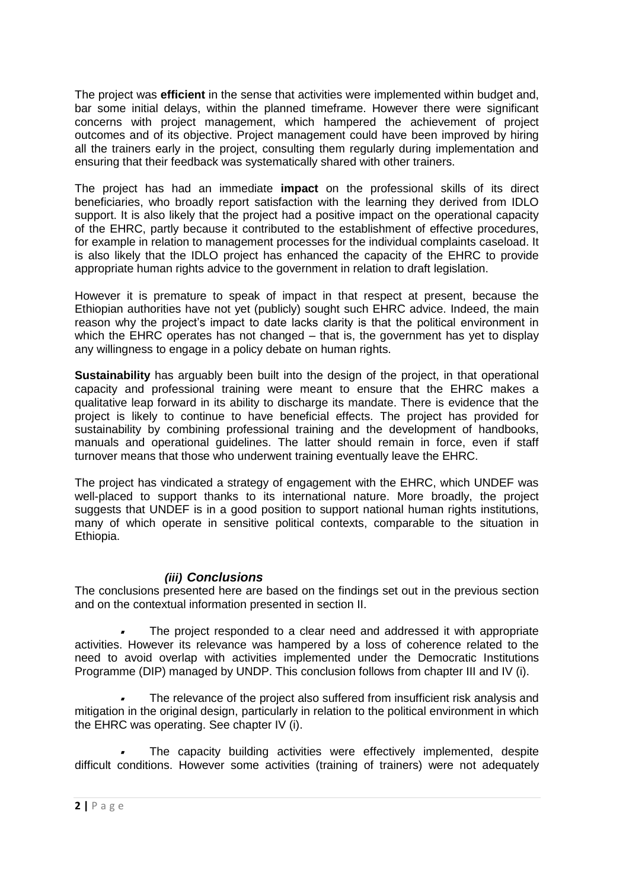The project was **efficient** in the sense that activities were implemented within budget and, bar some initial delays, within the planned timeframe. However there were significant concerns with project management, which hampered the achievement of project outcomes and of its objective. Project management could have been improved by hiring all the trainers early in the project, consulting them regularly during implementation and ensuring that their feedback was systematically shared with other trainers.

The project has had an immediate **impact** on the professional skills of its direct beneficiaries, who broadly report satisfaction with the learning they derived from IDLO support. It is also likely that the project had a positive impact on the operational capacity of the EHRC, partly because it contributed to the establishment of effective procedures, for example in relation to management processes for the individual complaints caseload. It is also likely that the IDLO project has enhanced the capacity of the EHRC to provide appropriate human rights advice to the government in relation to draft legislation.

However it is premature to speak of impact in that respect at present, because the Ethiopian authorities have not yet (publicly) sought such EHRC advice. Indeed, the main reason why the project's impact to date lacks clarity is that the political environment in which the EHRC operates has not changed – that is, the government has yet to display any willingness to engage in a policy debate on human rights.

**Sustainability** has arguably been built into the design of the project, in that operational capacity and professional training were meant to ensure that the EHRC makes a qualitative leap forward in its ability to discharge its mandate. There is evidence that the project is likely to continue to have beneficial effects. The project has provided for sustainability by combining professional training and the development of handbooks, manuals and operational guidelines. The latter should remain in force, even if staff turnover means that those who underwent training eventually leave the EHRC.

The project has vindicated a strategy of engagement with the EHRC, which UNDEF was well-placed to support thanks to its international nature. More broadly, the project suggests that UNDEF is in a good position to support national human rights institutions, many of which operate in sensitive political contexts, comparable to the situation in Ethiopia.

### *(iii) Conclusions*

The conclusions presented here are based on the findings set out in the previous section and on the contextual information presented in section II.

- The project responded to a clear need and addressed it with appropriate activities. However its relevance was hampered by a loss of coherence related to the need to avoid overlap with activities implemented under the Democratic Institutions Programme (DIP) managed by UNDP. This conclusion follows from chapter III and IV (i).

- The relevance of the project also suffered from insufficient risk analysis and mitigation in the original design, particularly in relation to the political environment in which the EHRC was operating. See chapter IV (i).

- The capacity building activities were effectively implemented, despite difficult conditions. However some activities (training of trainers) were not adequately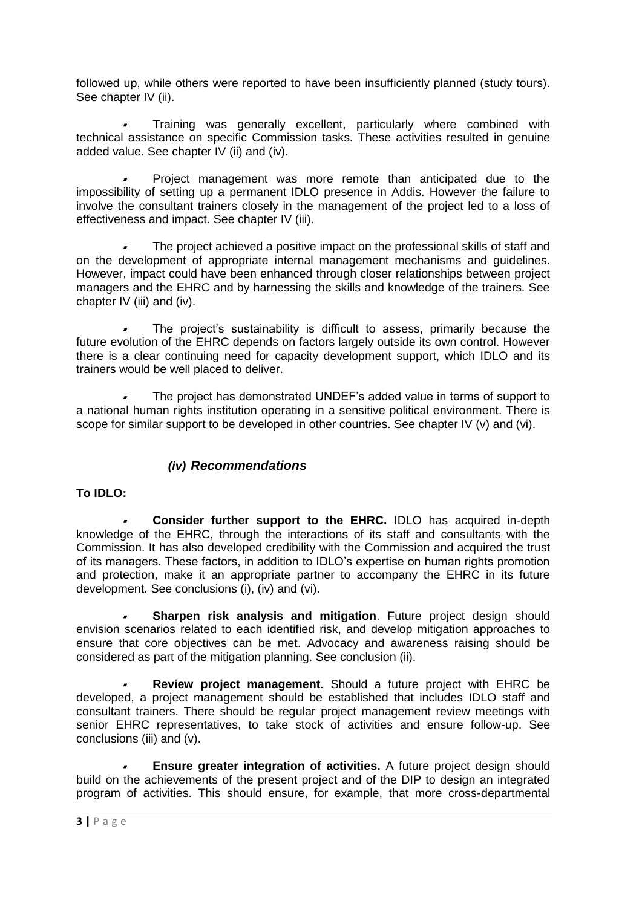followed up, while others were reported to have been insufficiently planned (study tours). See chapter IV (ii).

- Training was generally excellent, particularly where combined with technical assistance on specific Commission tasks. These activities resulted in genuine added value. See chapter IV (ii) and (iv).

- Project management was more remote than anticipated due to the impossibility of setting up a permanent IDLO presence in Addis. However the failure to involve the consultant trainers closely in the management of the project led to a loss of effectiveness and impact. See chapter IV (iii).

- The project achieved a positive impact on the professional skills of staff and on the development of appropriate internal management mechanisms and guidelines. However, impact could have been enhanced through closer relationships between project managers and the EHRC and by harnessing the skills and knowledge of the trainers. See chapter IV (iii) and (iv).

- The project's sustainability is difficult to assess, primarily because the future evolution of the EHRC depends on factors largely outside its own control. However there is a clear continuing need for capacity development support, which IDLO and its trainers would be well placed to deliver.

- The project has demonstrated UNDEF's added value in terms of support to a national human rights institution operating in a sensitive political environment. There is scope for similar support to be developed in other countries. See chapter IV (v) and (vi).

### *(iv) Recommendations*

**To IDLO:**

- **Consider further support to the EHRC.** IDLO has acquired in-depth knowledge of the EHRC, through the interactions of its staff and consultants with the Commission. It has also developed credibility with the Commission and acquired the trust of its managers. These factors, in addition to IDLO's expertise on human rights promotion and protection, make it an appropriate partner to accompany the EHRC in its future development. See conclusions (i), (iv) and (vi).

- **Sharpen risk analysis and mitigation**. Future project design should envision scenarios related to each identified risk, and develop mitigation approaches to ensure that core objectives can be met. Advocacy and awareness raising should be considered as part of the mitigation planning. See conclusion (ii).

- **Review project management**. Should a future project with EHRC be developed, a project management should be established that includes IDLO staff and consultant trainers. There should be regular project management review meetings with senior EHRC representatives, to take stock of activities and ensure follow-up. See conclusions (iii) and (v).

- **Ensure greater integration of activities.** A future project design should build on the achievements of the present project and of the DIP to design an integrated program of activities. This should ensure, for example, that more cross-departmental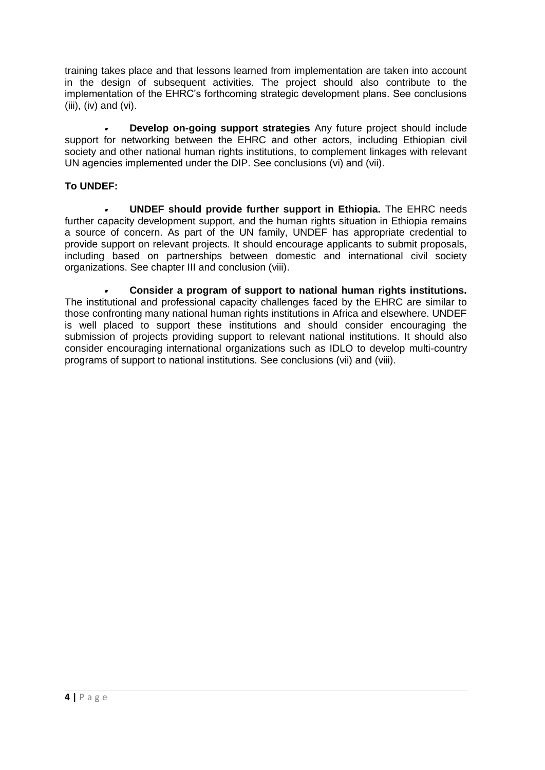training takes place and that lessons learned from implementation are taken into account in the design of subsequent activities. The project should also contribute to the implementation of the EHRC's forthcoming strategic development plans. See conclusions (iii), (iv) and (vi).

- **Develop on-going support strategies** Any future project should include support for networking between the EHRC and other actors, including Ethiopian civil society and other national human rights institutions, to complement linkages with relevant UN agencies implemented under the DIP. See conclusions (vi) and (vii).

**To UNDEF:**

- **UNDEF should provide further support in Ethiopia.** The EHRC needs further capacity development support, and the human rights situation in Ethiopia remains a source of concern. As part of the UN family, UNDEF has appropriate credential to provide support on relevant projects. It should encourage applicants to submit proposals, including based on partnerships between domestic and international civil society organizations. See chapter III and conclusion (viii).

- **Consider a program of support to national human rights institutions.** The institutional and professional capacity challenges faced by the EHRC are similar to those confronting many national human rights institutions in Africa and elsewhere. UNDEF is well placed to support these institutions and should consider encouraging the submission of projects providing support to relevant national institutions. It should also consider encouraging international organizations such as IDLO to develop multi-country programs of support to national institutions. See conclusions (vii) and (viii).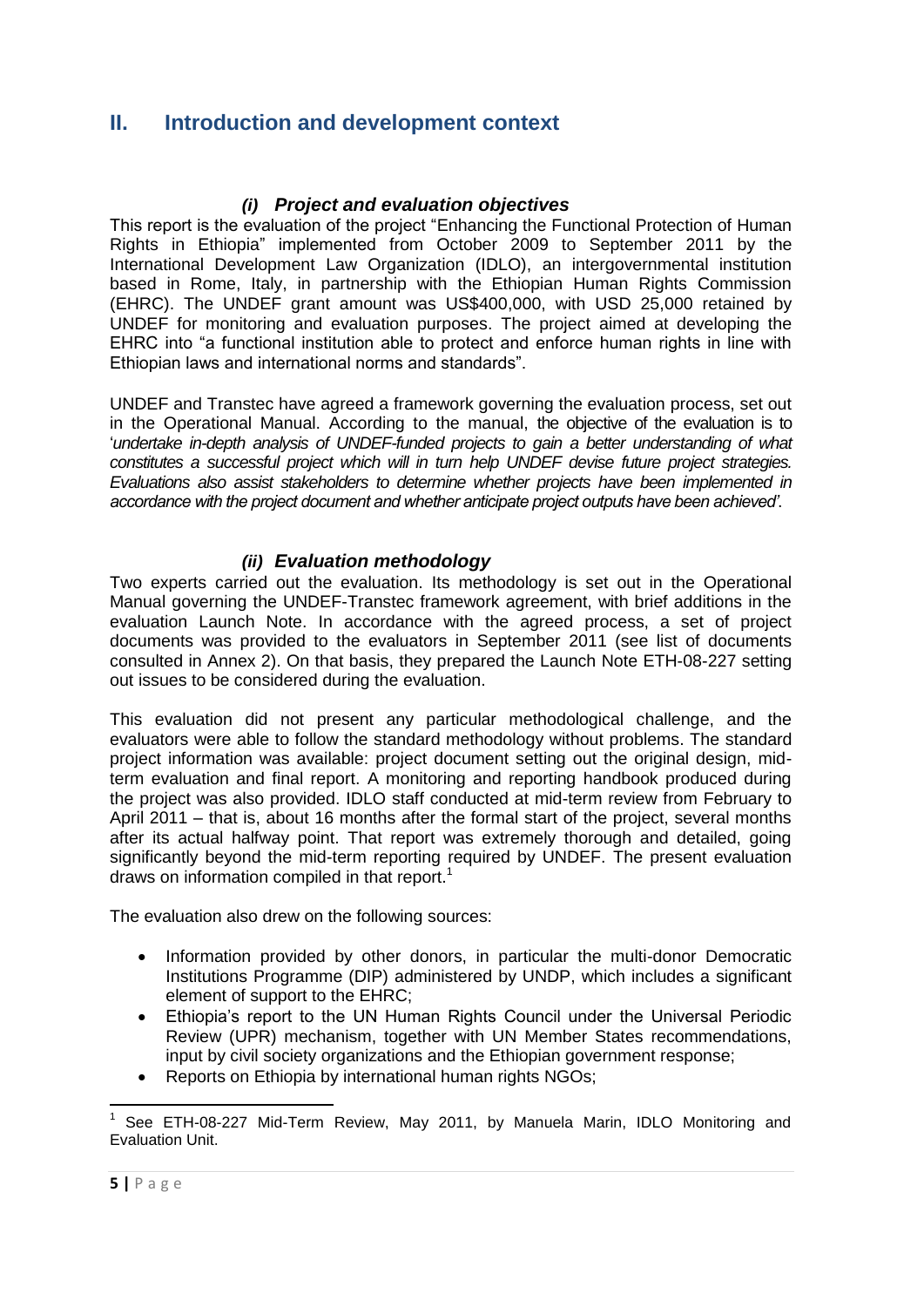## II. Introduction and development context

### *(i) Project and evaluation objectives*

This report is the evaluation of the project "Enhancing the Functional Protection of Human Rights in Ethiopia" implemented from October 2009 to September 2011 by the International Development Law Organization (IDLO), an intergovernmental institution based in Rome, Italy, in partnership with the Ethiopian Human Rights Commission (EHRC). The UNDEF grant amount was US$400,000, with USD 25,000 retained by UNDEF for monitoring and evaluation purposes. The project aimed at developing the EHRC into "a functional institution able to protect and enforce human rights in line with Ethiopian laws and international norms and standards".

UNDEF and Transtec have agreed a framework governing the evaluation process, set out in the Operational Manual. According to the manual, the objective of the evaluation is to '*undertake in-depth analysis of UNDEF-funded projects to gain a better understanding of what constitutes a successful project which will in turn help UNDEF devise future project strategies. Evaluations also assist stakeholders to determine whether projects have been implemented in accordance with the project document and whether anticipate project outputs have been achieved'.*

### *(ii) Evaluation methodology*

Two experts carried out the evaluation. Its methodology is set out in the Operational Manual governing the UNDEF-Transtec framework agreement, with brief additions in the evaluation Launch Note. In accordance with the agreed process, a set of project documents was provided to the evaluators in September 2011 (see list of documents consulted in Annex 2). On that basis, they prepared the Launch Note ETH-08-227 setting out issues to be considered during the evaluation.

This evaluation did not present any particular methodological challenge, and the evaluators were able to follow the standard methodology without problems. The standard project information was available: project document setting out the original design, mid-term evaluation and final report. A monitoring and reporting handbook produced during the project was also provided. IDLO staff conducted at mid-term review from February to April 2011 – that is, about 16 months after the formal start of the project, several months after its actual halfway point. That report was extremely thorough and detailed, going significantly beyond the mid-term reporting required by UNDEF. The present evaluation draws on information compiled in that report.[1]

The evaluation also drew on the following sources:

- Information provided by other donors, in particular the multi-donor Democratic Institutions Programme (DIP) administered by UNDP, which includes a significant element of support to the EHRC;
- Ethiopia's report to the UN Human Rights Council under the Universal Periodic Review (UPR) mechanism, together with UN Member States recommendations, input by civil society organizations and the Ethiopian government response;
- Reports on Ethiopia by international human rights NGOs;

[1] See ETH-08-227 Mid-Term Review, May 2011, by Manuela Marin, IDLO Monitoring and Evaluation Unit.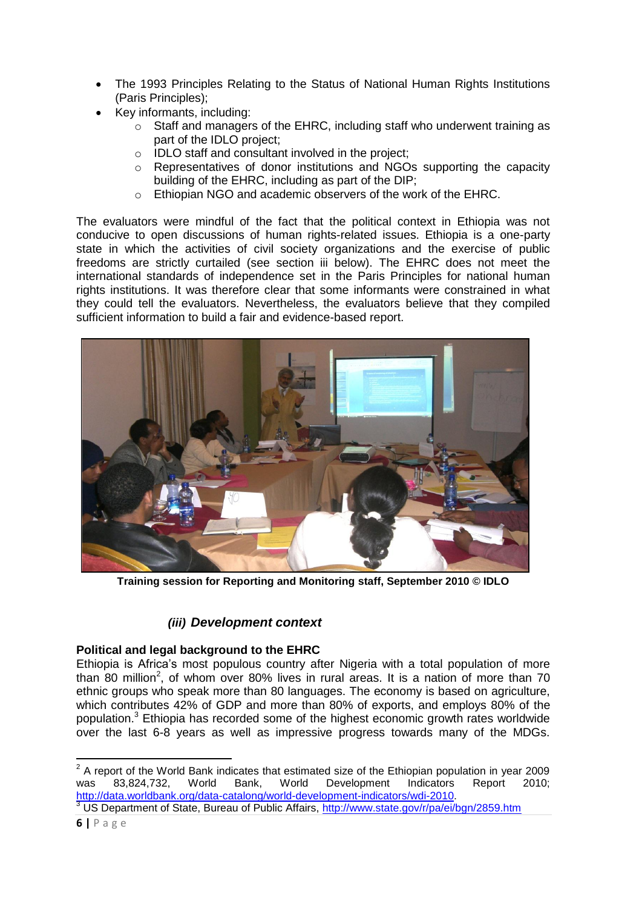- The 1993 Principles Relating to the Status of National Human Rights Institutions (Paris Principles);
- Key informants, including:
  - Staff and managers of the EHRC, including staff who underwent training as part of the IDLO project;
  - IDLO staff and consultant involved in the project;
  - Representatives of donor institutions and NGOs supporting the capacity building of the EHRC, including as part of the DIP;
  - Ethiopian NGO and academic observers of the work of the EHRC.

The evaluators were mindful of the fact that the political context in Ethiopia was not conducive to open discussions of human rights-related issues. Ethiopia is a one-party state in which the activities of civil society organizations and the exercise of public freedoms are strictly curtailed (see section iii below). The EHRC does not meet the international standards of independence set in the Paris Principles for national human rights institutions. It was therefore clear that some informants were constrained in what they could tell the evaluators. Nevertheless, the evaluators believe that they compiled sufficient information to build a fair and evidence-based report.

**Training session for Reporting and Monitoring staff, September 2010 © IDLO**

### *(iii) Development context*

**Political and legal background to the EHRC**

Ethiopia is Africa's most populous country after Nigeria with a total population of more than 80 million[2], of whom over 80% lives in rural areas. It is a nation of more than 70 ethnic groups who speak more than 80 languages. The economy is based on agriculture, which contributes 42% of GDP and more than 80% of exports, and employs 80% of the population.[3] Ethiopia has recorded some of the highest economic growth rates worldwide over the last 6-8 years as well as impressive progress towards many of the MDGs.

---

[2] A report of the World Bank indicates that estimated size of the Ethiopian population in year 2009 was 83,824,732, World Bank, World Development Indicators Report 2010; http://data.worldbank.org/data-catalong/world-development-indicators/wdi-2010.

[3] US Department of State, Bureau of Public Affairs, http://www.state.gov/r/pa/ei/bgn/2859.htm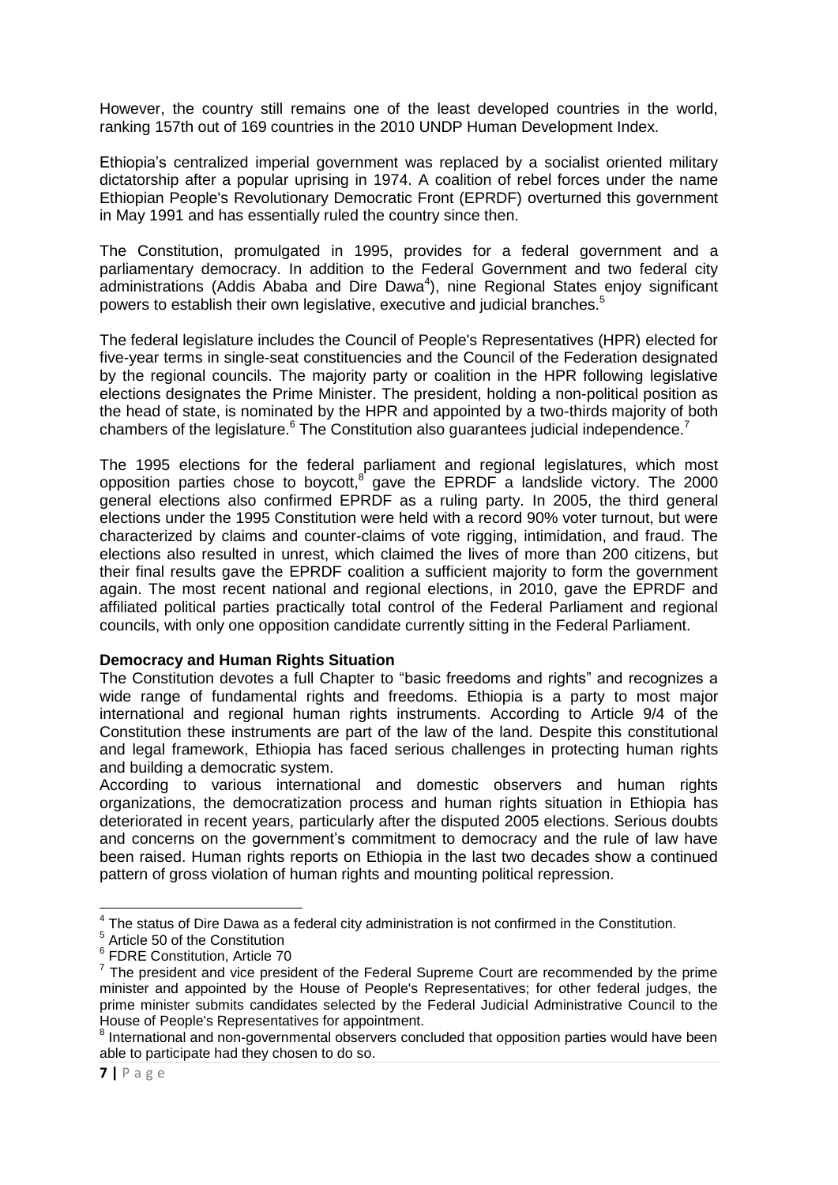However, the country still remains one of the least developed countries in the world, ranking 157th out of 169 countries in the 2010 UNDP Human Development Index.

Ethiopia's centralized imperial government was replaced by a socialist oriented military dictatorship after a popular uprising in 1974. A coalition of rebel forces under the name Ethiopian People's Revolutionary Democratic Front (EPRDF) overturned this government in May 1991 and has essentially ruled the country since then.

The Constitution, promulgated in 1995, provides for a federal government and a parliamentary democracy. In addition to the Federal Government and two federal city administrations (Addis Ababa and Dire Dawa[4]), nine Regional States enjoy significant powers to establish their own legislative, executive and judicial branches.[5]

The federal legislature includes the Council of People's Representatives (HPR) elected for five-year terms in single-seat constituencies and the Council of the Federation designated by the regional councils. The majority party or coalition in the HPR following legislative elections designates the Prime Minister. The president, holding a non-political position as the head of state, is nominated by the HPR and appointed by a two-thirds majority of both chambers of the legislature.[6] The Constitution also guarantees judicial independence.[7]

The 1995 elections for the federal parliament and regional legislatures, which most opposition parties chose to boycott,[8] gave the EPRDF a landslide victory. The 2000 general elections also confirmed EPRDF as a ruling party. In 2005, the third general elections under the 1995 Constitution were held with a record 90% voter turnout, but were characterized by claims and counter-claims of vote rigging, intimidation, and fraud. The elections also resulted in unrest, which claimed the lives of more than 200 citizens, but their final results gave the EPRDF coalition a sufficient majority to form the government again. The most recent national and regional elections, in 2010, gave the EPRDF and affiliated political parties practically total control of the Federal Parliament and regional councils, with only one opposition candidate currently sitting in the Federal Parliament.

**Democracy and Human Rights Situation**

The Constitution devotes a full Chapter to "basic freedoms and rights" and recognizes a wide range of fundamental rights and freedoms. Ethiopia is a party to most major international and regional human rights instruments. According to Article 9/4 of the Constitution these instruments are part of the law of the land. Despite this constitutional and legal framework, Ethiopia has faced serious challenges in protecting human rights and building a democratic system.

According to various international and domestic observers and human rights organizations, the democratization process and human rights situation in Ethiopia has deteriorated in recent years, particularly after the disputed 2005 elections. Serious doubts and concerns on the government's commitment to democracy and the rule of law have been raised. Human rights reports on Ethiopia in the last two decades show a continued pattern of gross violation of human rights and mounting political repression.

---

[4] The status of Dire Dawa as a federal city administration is not confirmed in the Constitution.

[5] Article 50 of the Constitution

[6] FDRE Constitution, Article 70

[7] The president and vice president of the Federal Supreme Court are recommended by the prime minister and appointed by the House of People's Representatives; for other federal judges, the prime minister submits candidates selected by the Federal Judicial Administrative Council to the House of People's Representatives for appointment.

[8] International and non-governmental observers concluded that opposition parties would have been able to participate had they chosen to do so.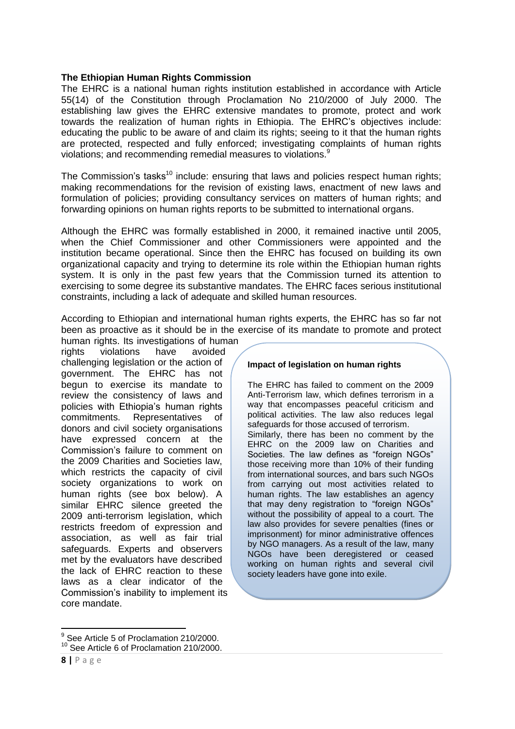**The Ethiopian Human Rights Commission**

The EHRC is a national human rights institution established in accordance with Article 55(14) of the Constitution through Proclamation No 210/2000 of July 2000. The establishing law gives the EHRC extensive mandates to promote, protect and work towards the realization of human rights in Ethiopia. The EHRC's objectives include: educating the public to be aware of and claim its rights; seeing to it that the human rights are protected, respected and fully enforced; investigating complaints of human rights violations; and recommending remedial measures to violations.[9]

The Commission's tasks[10] include: ensuring that laws and policies respect human rights; making recommendations for the revision of existing laws, enactment of new laws and formulation of policies; providing consultancy services on matters of human rights; and forwarding opinions on human rights reports to be submitted to international organs.

Although the EHRC was formally established in 2000, it remained inactive until 2005, when the Chief Commissioner and other Commissioners were appointed and the institution became operational. Since then the EHRC has focused on building its own organizational capacity and trying to determine its role within the Ethiopian human rights system. It is only in the past few years that the Commission turned its attention to exercising to some degree its substantive mandates. The EHRC faces serious institutional constraints, including a lack of adequate and skilled human resources.

According to Ethiopian and international human rights experts, the EHRC has so far not been as proactive as it should be in the exercise of its mandate to promote and protect human rights. Its investigations of human rights violations have avoided challenging legislation or the action of government. The EHRC has not begun to exercise its mandate to review the consistency of laws and policies with Ethiopia's human rights commitments. Representatives of donors and civil society organisations have expressed concern at the Commission's failure to comment on the 2009 Charities and Societies law, which restricts the capacity of civil society organizations to work on human rights (see box below). A similar EHRC silence greeted the 2009 anti-terrorism legislation, which restricts freedom of expression and association, as well as fair trial safeguards. Experts and observers met by the evaluators have described the lack of EHRC reaction to these laws as a clear indicator of the Commission's inability to implement its core mandate.

**Impact of legislation on human rights**

The EHRC has failed to comment on the 2009 Anti-Terrorism law, which defines terrorism in a way that encompasses peaceful criticism and political activities. The law also reduces legal safeguards for those accused of terrorism.

Similarly, there has been no comment by the EHRC on the 2009 law on Charities and Societies. The law defines as "foreign NGOs" those receiving more than 10% of their funding from international sources, and bars such NGOs from carrying out most activities related to human rights. The law establishes an agency that may deny registration to "foreign NGOs" without the possibility of appeal to a court. The law also provides for severe penalties (fines or imprisonment) for minor administrative offences by NGO managers. As a result of the law, many NGOs have been deregistered or ceased working on human rights and several civil society leaders have gone into exile.

[9] See Article 5 of Proclamation 210/2000.

[10] See Article 6 of Proclamation 210/2000.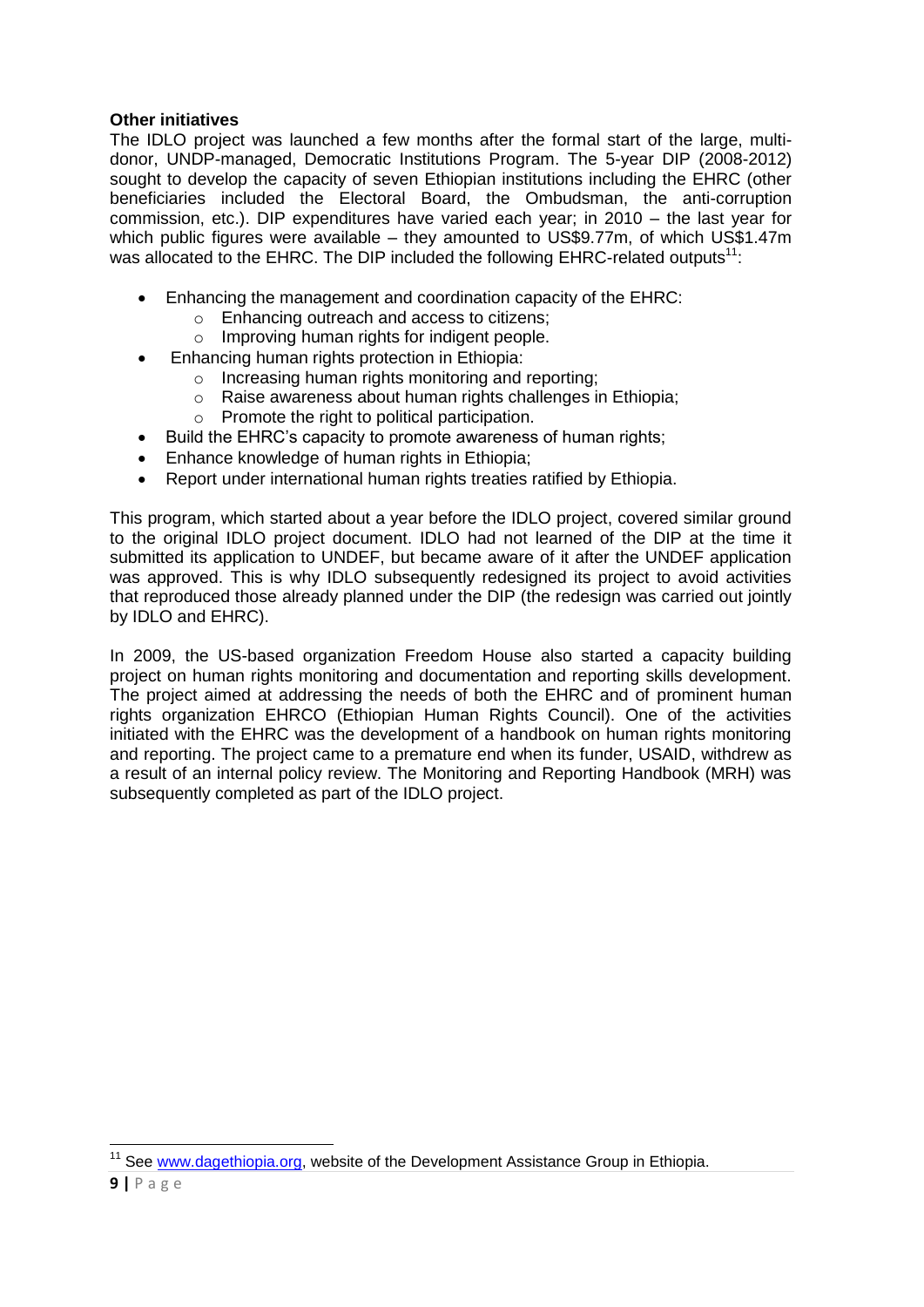**Other initiatives**

The IDLO project was launched a few months after the formal start of the large, multi-donor, UNDP-managed, Democratic Institutions Program. The 5-year DIP (2008-2012) sought to develop the capacity of seven Ethiopian institutions including the EHRC (other beneficiaries included the Electoral Board, the Ombudsman, the anti-corruption commission, etc.). DIP expenditures have varied each year; in 2010 – the last year for which public figures were available – they amounted to US$9.77m, of which US$1.47m was allocated to the EHRC. The DIP included the following EHRC-related outputs[11]:

- Enhancing the management and coordination capacity of the EHRC:
  - Enhancing outreach and access to citizens;
  - Improving human rights for indigent people.
- Enhancing human rights protection in Ethiopia:
  - Increasing human rights monitoring and reporting;
  - Raise awareness about human rights challenges in Ethiopia;
  - Promote the right to political participation.
- Build the EHRC's capacity to promote awareness of human rights;
- Enhance knowledge of human rights in Ethiopia;
- Report under international human rights treaties ratified by Ethiopia.

This program, which started about a year before the IDLO project, covered similar ground to the original IDLO project document. IDLO had not learned of the DIP at the time it submitted its application to UNDEF, but became aware of it after the UNDEF application was approved. This is why IDLO subsequently redesigned its project to avoid activities that reproduced those already planned under the DIP (the redesign was carried out jointly by IDLO and EHRC).

In 2009, the US-based organization Freedom House also started a capacity building project on human rights monitoring and documentation and reporting skills development. The project aimed at addressing the needs of both the EHRC and of prominent human rights organization EHRCO (Ethiopian Human Rights Council). One of the activities initiated with the EHRC was the development of a handbook on human rights monitoring and reporting. The project came to a premature end when its funder, USAID, withdrew as a result of an internal policy review. The Monitoring and Reporting Handbook (MRH) was subsequently completed as part of the IDLO project.

---

[11] See www.dagethiopia.org, website of the Development Assistance Group in Ethiopia.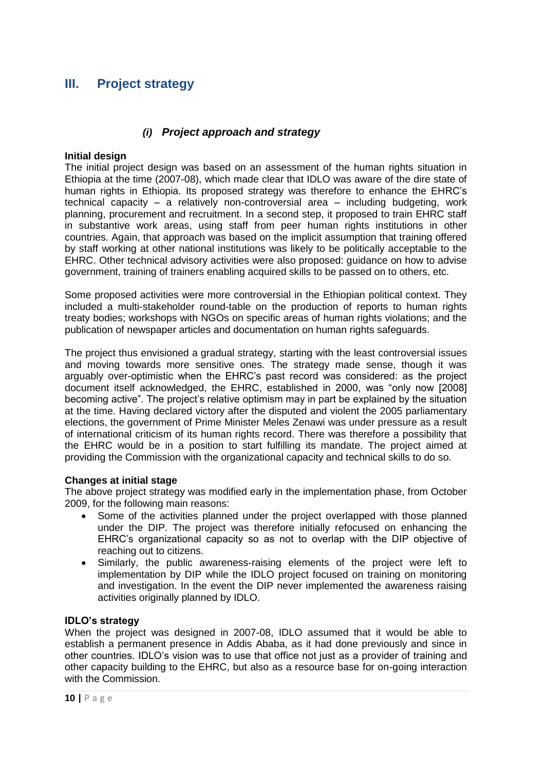# III. Project strategy

### *(i) Project approach and strategy*

**Initial design**

The initial project design was based on an assessment of the human rights situation in Ethiopia at the time (2007-08), which made clear that IDLO was aware of the dire state of human rights in Ethiopia. Its proposed strategy was therefore to enhance the EHRC's technical capacity – a relatively non-controversial area – including budgeting, work planning, procurement and recruitment. In a second step, it proposed to train EHRC staff in substantive work areas, using staff from peer human rights institutions in other countries. Again, that approach was based on the implicit assumption that training offered by staff working at other national institutions was likely to be politically acceptable to the EHRC. Other technical advisory activities were also proposed: guidance on how to advise government, training of trainers enabling acquired skills to be passed on to others, etc.

Some proposed activities were more controversial in the Ethiopian political context. They included a multi-stakeholder round-table on the production of reports to human rights treaty bodies; workshops with NGOs on specific areas of human rights violations; and the publication of newspaper articles and documentation on human rights safeguards.

The project thus envisioned a gradual strategy, starting with the least controversial issues and moving towards more sensitive ones. The strategy made sense, though it was arguably over-optimistic when the EHRC's past record was considered: as the project document itself acknowledged, the EHRC, established in 2000, was "only now [2008] becoming active". The project's relative optimism may in part be explained by the situation at the time. Having declared victory after the disputed and violent the 2005 parliamentary elections, the government of Prime Minister Meles Zenawi was under pressure as a result of international criticism of its human rights record. There was therefore a possibility that the EHRC would be in a position to start fulfilling its mandate. The project aimed at providing the Commission with the organizational capacity and technical skills to do so.

**Changes at initial stage**

The above project strategy was modified early in the implementation phase, from October 2009, for the following main reasons:

- Some of the activities planned under the project overlapped with those planned under the DIP. The project was therefore initially refocused on enhancing the EHRC's organizational capacity so as not to overlap with the DIP objective of reaching out to citizens.
- Similarly, the public awareness-raising elements of the project were left to implementation by DIP while the IDLO project focused on training on monitoring and investigation. In the event the DIP never implemented the awareness raising activities originally planned by IDLO.

**IDLO's strategy**

When the project was designed in 2007-08, IDLO assumed that it would be able to establish a permanent presence in Addis Ababa, as it had done previously and since in other countries. IDLO's vision was to use that office not just as a provider of training and other capacity building to the EHRC, but also as a resource base for on-going interaction with the Commission.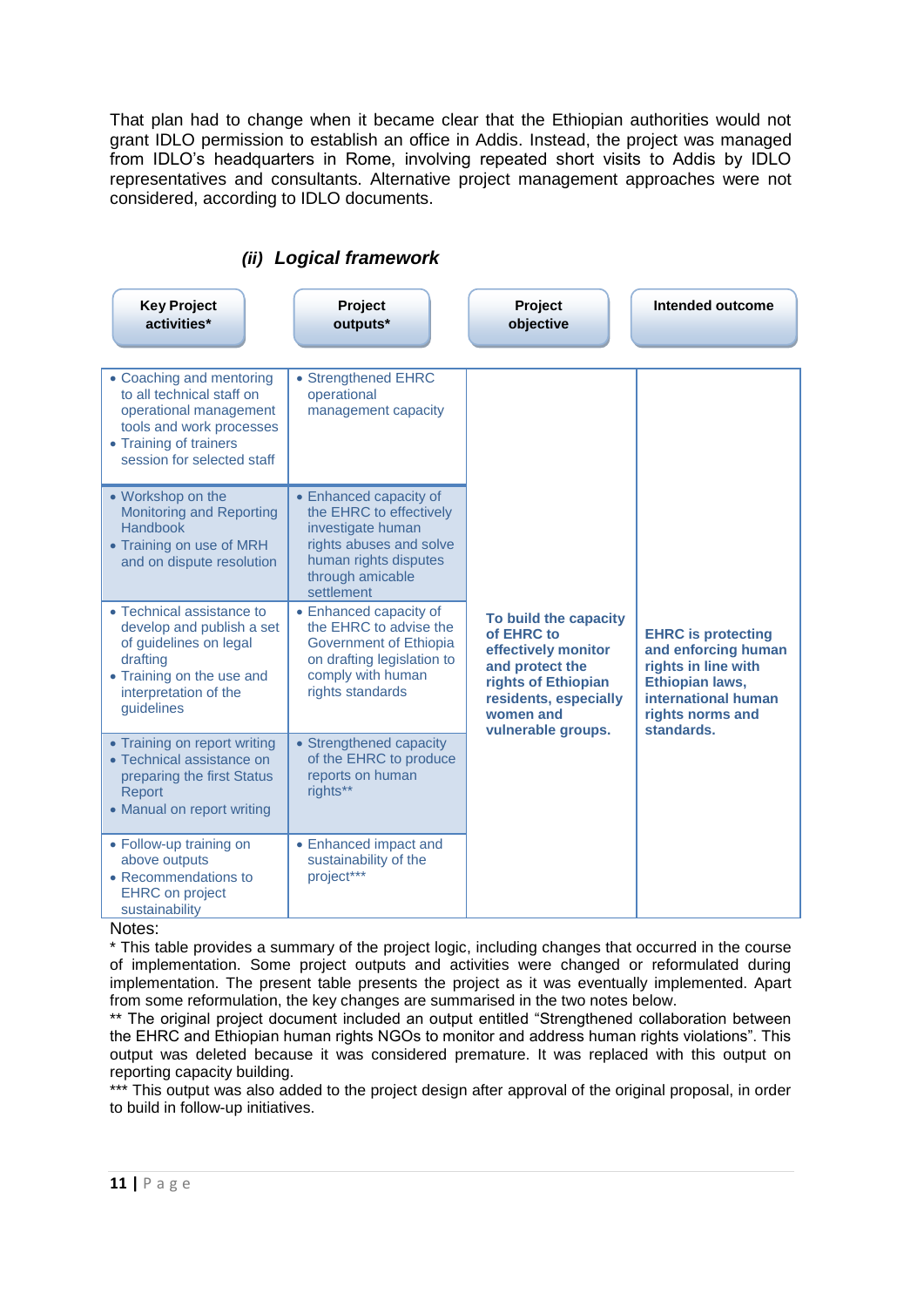That plan had to change when it became clear that the Ethiopian authorities would not grant IDLO permission to establish an office in Addis. Instead, the project was managed from IDLO's headquarters in Rome, involving repeated short visits to Addis by IDLO representatives and consultants. Alternative project management approaches were not considered, according to IDLO documents.

### *(ii) Logical framework*

| Key Project activities* | Project outputs* | Project objective | Intended outcome |
|---|---|---|---|
| • Coaching and mentoring to all technical staff on operational management tools and work processes<br>• Training of trainers session for selected staff | • Strengthened EHRC operational management capacity | **To build the capacity of EHRC to effectively monitor and protect the rights of Ethiopian residents, especially women and vulnerable groups.** | **EHRC is protecting and enforcing human rights in line with Ethiopian laws, international human rights norms and standards.** |
| • Workshop on the Monitoring and Reporting Handbook<br>• Training on use of MRH and on dispute resolution | • Enhanced capacity of the EHRC to effectively investigate human rights abuses and solve human rights disputes through amicable settlement | | |
| • Technical assistance to develop and publish a set of guidelines on legal drafting<br>• Training on the use and interpretation of the guidelines | • Enhanced capacity of the EHRC to advise the Government of Ethiopia on drafting legislation to comply with human rights standards | | |
| • Training on report writing<br>• Technical assistance on preparing the first Status Report<br>• Manual on report writing | • Strengthened capacity of the EHRC to produce reports on human rights** | | |
| • Follow-up training on above outputs<br>• Recommendations to EHRC on project sustainability | • Enhanced impact and sustainability of the project*** | | |

Notes:

* This table provides a summary of the project logic, including changes that occurred in the course of implementation. Some project outputs and activities were changed or reformulated during implementation. The present table presents the project as it was eventually implemented. Apart from some reformulation, the key changes are summarised in the two notes below.

** The original project document included an output entitled "Strengthened collaboration between the EHRC and Ethiopian human rights NGOs to monitor and address human rights violations". This output was deleted because it was considered premature. It was replaced with this output on reporting capacity building.

*** This output was also added to the project design after approval of the original proposal, in order to build in follow-up initiatives.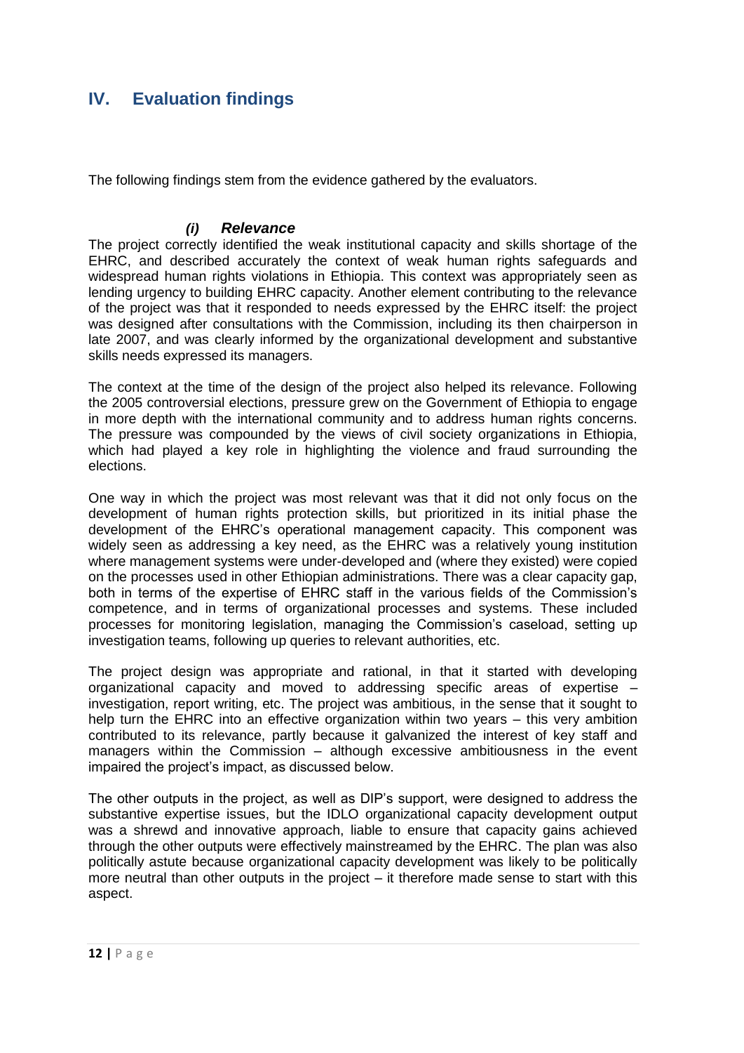# IV. Evaluation findings

The following findings stem from the evidence gathered by the evaluators.

### *(i) Relevance*

The project correctly identified the weak institutional capacity and skills shortage of the EHRC, and described accurately the context of weak human rights safeguards and widespread human rights violations in Ethiopia. This context was appropriately seen as lending urgency to building EHRC capacity. Another element contributing to the relevance of the project was that it responded to needs expressed by the EHRC itself: the project was designed after consultations with the Commission, including its then chairperson in late 2007, and was clearly informed by the organizational development and substantive skills needs expressed its managers.

The context at the time of the design of the project also helped its relevance. Following the 2005 controversial elections, pressure grew on the Government of Ethiopia to engage in more depth with the international community and to address human rights concerns. The pressure was compounded by the views of civil society organizations in Ethiopia, which had played a key role in highlighting the violence and fraud surrounding the elections.

One way in which the project was most relevant was that it did not only focus on the development of human rights protection skills, but prioritized in its initial phase the development of the EHRC's operational management capacity. This component was widely seen as addressing a key need, as the EHRC was a relatively young institution where management systems were under-developed and (where they existed) were copied on the processes used in other Ethiopian administrations. There was a clear capacity gap, both in terms of the expertise of EHRC staff in the various fields of the Commission's competence, and in terms of organizational processes and systems. These included processes for monitoring legislation, managing the Commission's caseload, setting up investigation teams, following up queries to relevant authorities, etc.

The project design was appropriate and rational, in that it started with developing organizational capacity and moved to addressing specific areas of expertise – investigation, report writing, etc. The project was ambitious, in the sense that it sought to help turn the EHRC into an effective organization within two years – this very ambition contributed to its relevance, partly because it galvanized the interest of key staff and managers within the Commission – although excessive ambitiousness in the event impaired the project's impact, as discussed below.

The other outputs in the project, as well as DIP's support, were designed to address the substantive expertise issues, but the IDLO organizational capacity development output was a shrewd and innovative approach, liable to ensure that capacity gains achieved through the other outputs were effectively mainstreamed by the EHRC. The plan was also politically astute because organizational capacity development was likely to be politically more neutral than other outputs in the project – it therefore made sense to start with this aspect.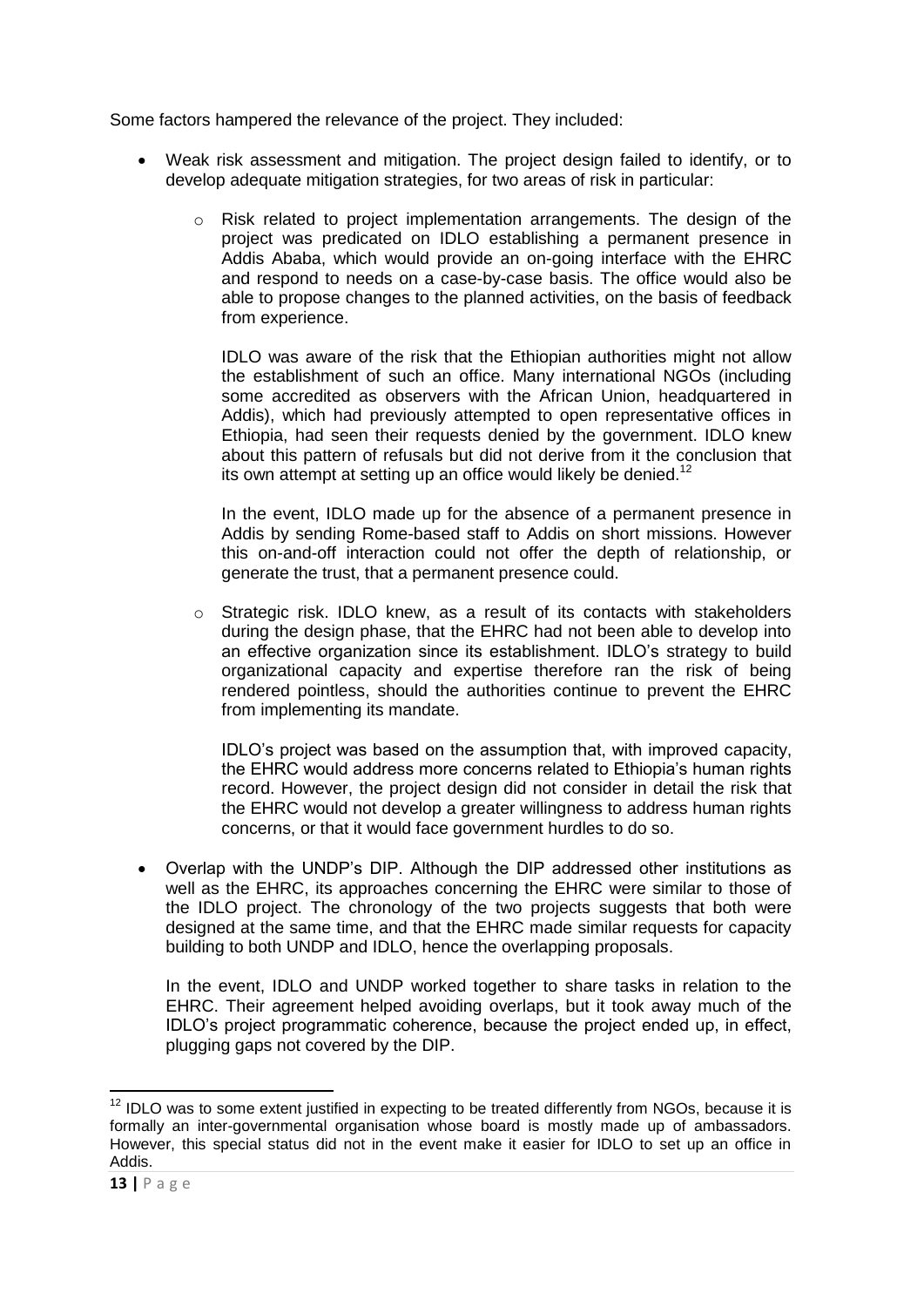Some factors hampered the relevance of the project. They included:

- Weak risk assessment and mitigation. The project design failed to identify, or to develop adequate mitigation strategies, for two areas of risk in particular:

    - Risk related to project implementation arrangements. The design of the project was predicated on IDLO establishing a permanent presence in Addis Ababa, which would provide an on-going interface with the EHRC and respond to needs on a case-by-case basis. The office would also be able to propose changes to the planned activities, on the basis of feedback from experience.

      IDLO was aware of the risk that the Ethiopian authorities might not allow the establishment of such an office. Many international NGOs (including some accredited as observers with the African Union, headquartered in Addis), which had previously attempted to open representative offices in Ethiopia, had seen their requests denied by the government. IDLO knew about this pattern of refusals but did not derive from it the conclusion that its own attempt at setting up an office would likely be denied.[12]

      In the event, IDLO made up for the absence of a permanent presence in Addis by sending Rome-based staff to Addis on short missions. However this on-and-off interaction could not offer the depth of relationship, or generate the trust, that a permanent presence could.

    - Strategic risk. IDLO knew, as a result of its contacts with stakeholders during the design phase, that the EHRC had not been able to develop into an effective organization since its establishment. IDLO's strategy to build organizational capacity and expertise therefore ran the risk of being rendered pointless, should the authorities continue to prevent the EHRC from implementing its mandate.

      IDLO's project was based on the assumption that, with improved capacity, the EHRC would address more concerns related to Ethiopia's human rights record. However, the project design did not consider in detail the risk that the EHRC would not develop a greater willingness to address human rights concerns, or that it would face government hurdles to do so.

- Overlap with the UNDP's DIP. Although the DIP addressed other institutions as well as the EHRC, its approaches concerning the EHRC were similar to those of the IDLO project. The chronology of the two projects suggests that both were designed at the same time, and that the EHRC made similar requests for capacity building to both UNDP and IDLO, hence the overlapping proposals.

  In the event, IDLO and UNDP worked together to share tasks in relation to the EHRC. Their agreement helped avoiding overlaps, but it took away much of the IDLO's project programmatic coherence, because the project ended up, in effect, plugging gaps not covered by the DIP.

---

[12] IDLO was to some extent justified in expecting to be treated differently from NGOs, because it is formally an inter-governmental organisation whose board is mostly made up of ambassadors. However, this special status did not in the event make it easier for IDLO to set up an office in Addis.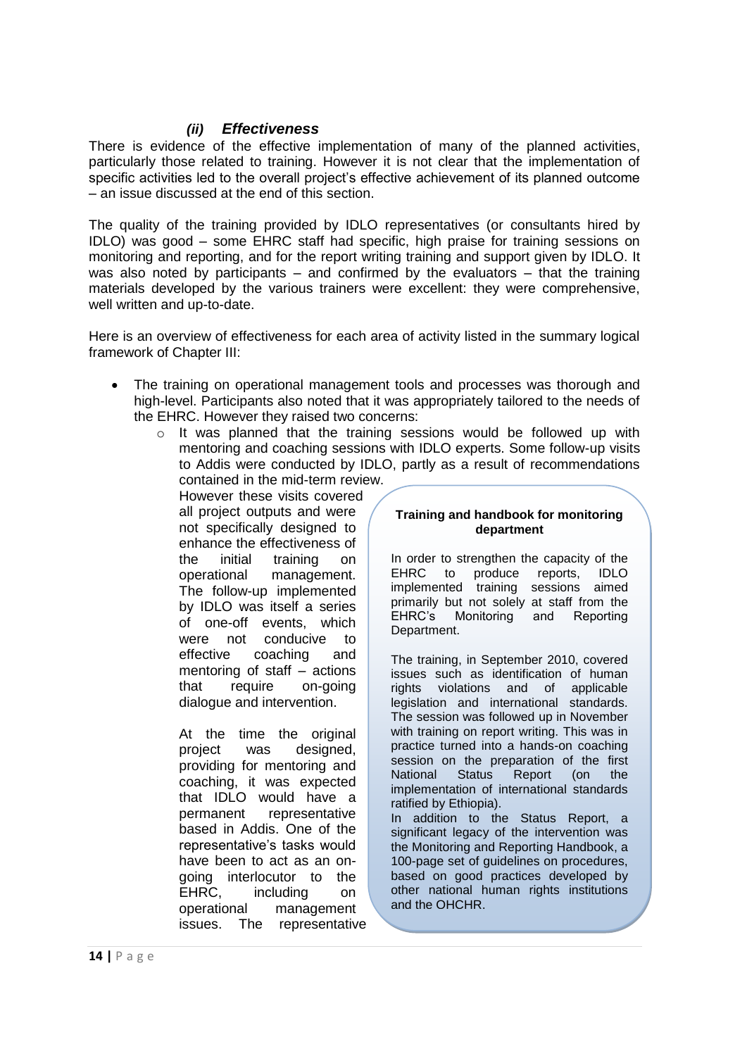### *(ii) Effectiveness*

There is evidence of the effective implementation of many of the planned activities, particularly those related to training. However it is not clear that the implementation of specific activities led to the overall project's effective achievement of its planned outcome – an issue discussed at the end of this section.

The quality of the training provided by IDLO representatives (or consultants hired by IDLO) was good – some EHRC staff had specific, high praise for training sessions on monitoring and reporting, and for the report writing training and support given by IDLO. It was also noted by participants – and confirmed by the evaluators – that the training materials developed by the various trainers were excellent: they were comprehensive, well written and up-to-date.

Here is an overview of effectiveness for each area of activity listed in the summary logical framework of Chapter III:

- The training on operational management tools and processes was thorough and high-level. Participants also noted that it was appropriately tailored to the needs of the EHRC. However they raised two concerns:
  - It was planned that the training sessions would be followed up with mentoring and coaching sessions with IDLO experts. Some follow-up visits to Addis were conducted by IDLO, partly as a result of recommendations contained in the mid-term review. However these visits covered all project outputs and were not specifically designed to enhance the effectiveness of the initial training on operational management. The follow-up implemented by IDLO was itself a series of one-off events, which were not conducive to effective coaching and mentoring of staff – actions that require on-going dialogue and intervention.

    At the time the original project was designed, providing for mentoring and coaching, it was expected that IDLO would have a permanent representative based in Addis. One of the representative's tasks would have been to act as an on-going interlocutor to the EHRC, including on operational management issues. The representative

> **Training and handbook for monitoring department**
>
> In order to strengthen the capacity of the EHRC to produce reports, IDLO implemented training sessions aimed primarily but not solely at staff from the EHRC's Monitoring and Reporting Department.
>
> The training, in September 2010, covered issues such as identification of human rights violations and of applicable legislation and international standards. The session was followed up in November with training on report writing. This was in practice turned into a hands-on coaching session on the preparation of the first National Status Report (on the implementation of international standards ratified by Ethiopia).
>
> In addition to the Status Report, a significant legacy of the intervention was the Monitoring and Reporting Handbook, a 100-page set of guidelines on procedures, based on good practices developed by other national human rights institutions and the OHCHR.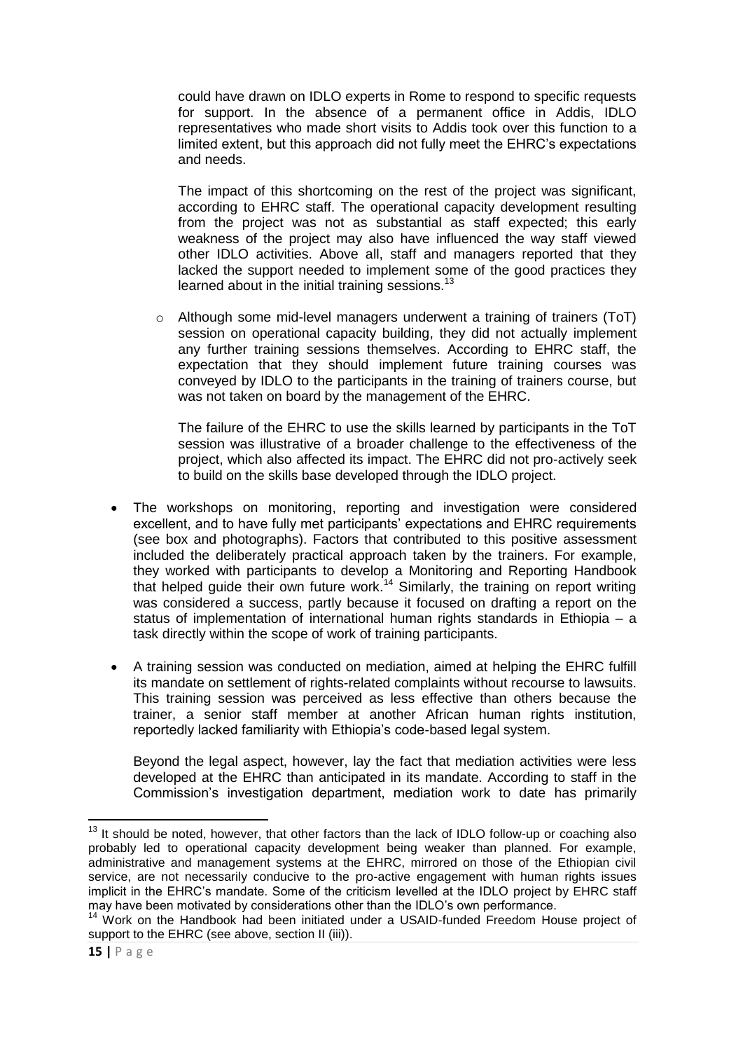could have drawn on IDLO experts in Rome to respond to specific requests for support. In the absence of a permanent office in Addis, IDLO representatives who made short visits to Addis took over this function to a limited extent, but this approach did not fully meet the EHRC's expectations and needs.

The impact of this shortcoming on the rest of the project was significant, according to EHRC staff. The operational capacity development resulting from the project was not as substantial as staff expected; this early weakness of the project may also have influenced the way staff viewed other IDLO activities. Above all, staff and managers reported that they lacked the support needed to implement some of the good practices they learned about in the initial training sessions.[13]

- Although some mid-level managers underwent a training of trainers (ToT) session on operational capacity building, they did not actually implement any further training sessions themselves. According to EHRC staff, the expectation that they should implement future training courses was conveyed by IDLO to the participants in the training of trainers course, but was not taken on board by the management of the EHRC.

  The failure of the EHRC to use the skills learned by participants in the ToT session was illustrative of a broader challenge to the effectiveness of the project, which also affected its impact. The EHRC did not pro-actively seek to build on the skills base developed through the IDLO project.

- The workshops on monitoring, reporting and investigation were considered excellent, and to have fully met participants' expectations and EHRC requirements (see box and photographs). Factors that contributed to this positive assessment included the deliberately practical approach taken by the trainers. For example, they worked with participants to develop a Monitoring and Reporting Handbook that helped guide their own future work.[14] Similarly, the training on report writing was considered a success, partly because it focused on drafting a report on the status of implementation of international human rights standards in Ethiopia – a task directly within the scope of work of training participants.

- A training session was conducted on mediation, aimed at helping the EHRC fulfill its mandate on settlement of rights-related complaints without recourse to lawsuits. This training session was perceived as less effective than others because the trainer, a senior staff member at another African human rights institution, reportedly lacked familiarity with Ethiopia's code-based legal system.

  Beyond the legal aspect, however, lay the fact that mediation activities were less developed at the EHRC than anticipated in its mandate. According to staff in the Commission's investigation department, mediation work to date has primarily

---

[13] It should be noted, however, that other factors than the lack of IDLO follow-up or coaching also probably led to operational capacity development being weaker than planned. For example, administrative and management systems at the EHRC, mirrored on those of the Ethiopian civil service, are not necessarily conducive to the pro-active engagement with human rights issues implicit in the EHRC's mandate. Some of the criticism levelled at the IDLO project by EHRC staff may have been motivated by considerations other than the IDLO's own performance.

[14] Work on the Handbook had been initiated under a USAID-funded Freedom House project of support to the EHRC (see above, section II (iii)).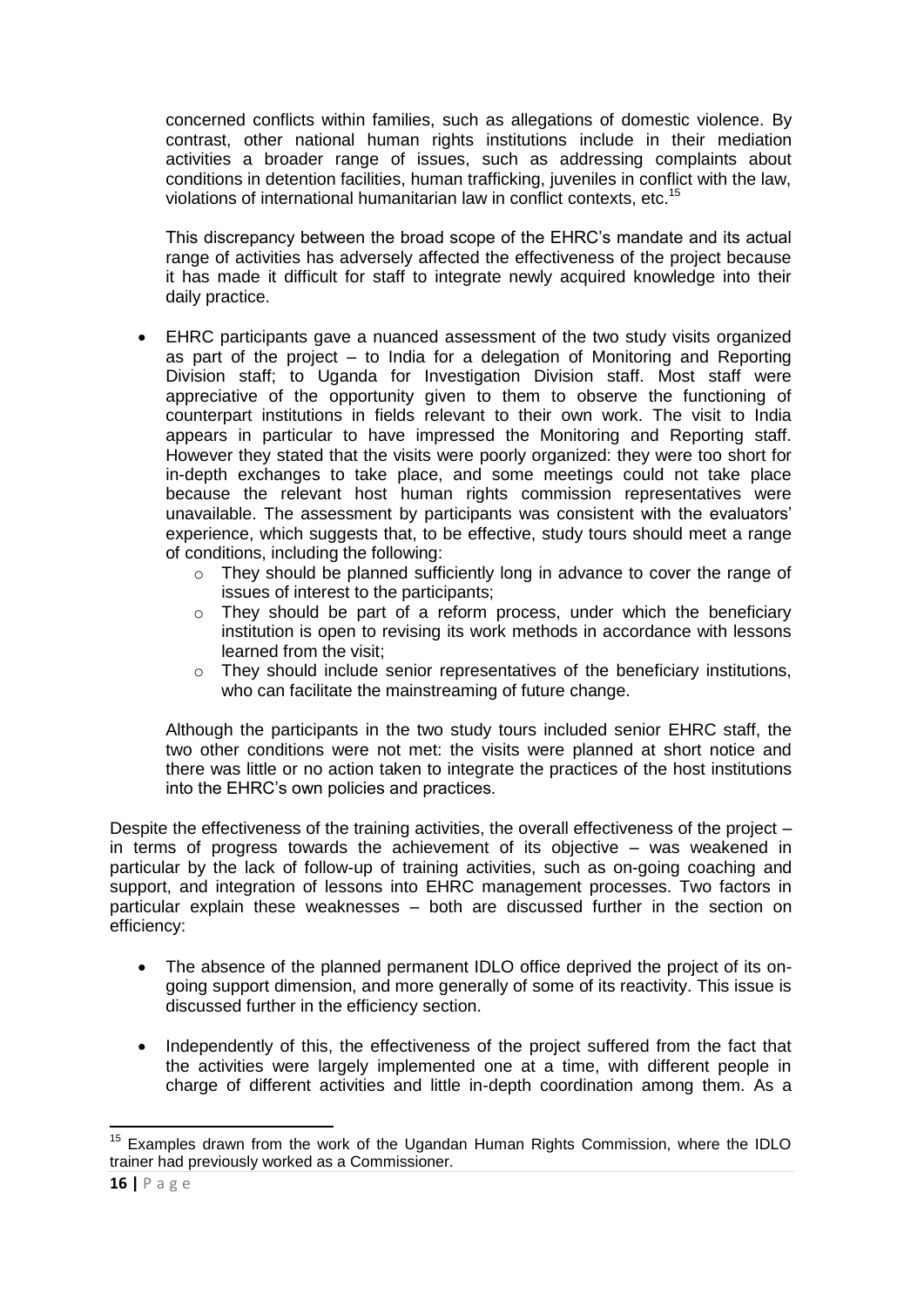concerned conflicts within families, such as allegations of domestic violence. By contrast, other national human rights institutions include in their mediation activities a broader range of issues, such as addressing complaints about conditions in detention facilities, human trafficking, juveniles in conflict with the law, violations of international humanitarian law in conflict contexts, etc.[15]

This discrepancy between the broad scope of the EHRC's mandate and its actual range of activities has adversely affected the effectiveness of the project because it has made it difficult for staff to integrate newly acquired knowledge into their daily practice.

- EHRC participants gave a nuanced assessment of the two study visits organized as part of the project – to India for a delegation of Monitoring and Reporting Division staff; to Uganda for Investigation Division staff. Most staff were appreciative of the opportunity given to them to observe the functioning of counterpart institutions in fields relevant to their own work. The visit to India appears in particular to have impressed the Monitoring and Reporting staff. However they stated that the visits were poorly organized: they were too short for in-depth exchanges to take place, and some meetings could not take place because the relevant host human rights commission representatives were unavailable. The assessment by participants was consistent with the evaluators' experience, which suggests that, to be effective, study tours should meet a range of conditions, including the following:
  - They should be planned sufficiently long in advance to cover the range of issues of interest to the participants;
  - They should be part of a reform process, under which the beneficiary institution is open to revising its work methods in accordance with lessons learned from the visit;
  - They should include senior representatives of the beneficiary institutions, who can facilitate the mainstreaming of future change.

  Although the participants in the two study tours included senior EHRC staff, the two other conditions were not met: the visits were planned at short notice and there was little or no action taken to integrate the practices of the host institutions into the EHRC's own policies and practices.

Despite the effectiveness of the training activities, the overall effectiveness of the project – in terms of progress towards the achievement of its objective – was weakened in particular by the lack of follow-up of training activities, such as on-going coaching and support, and integration of lessons into EHRC management processes. Two factors in particular explain these weaknesses – both are discussed further in the section on efficiency:

- The absence of the planned permanent IDLO office deprived the project of its on-going support dimension, and more generally of some of its reactivity. This issue is discussed further in the efficiency section.
- Independently of this, the effectiveness of the project suffered from the fact that the activities were largely implemented one at a time, with different people in charge of different activities and little in-depth coordination among them. As a

[15] Examples drawn from the work of the Ugandan Human Rights Commission, where the IDLO trainer had previously worked as a Commissioner.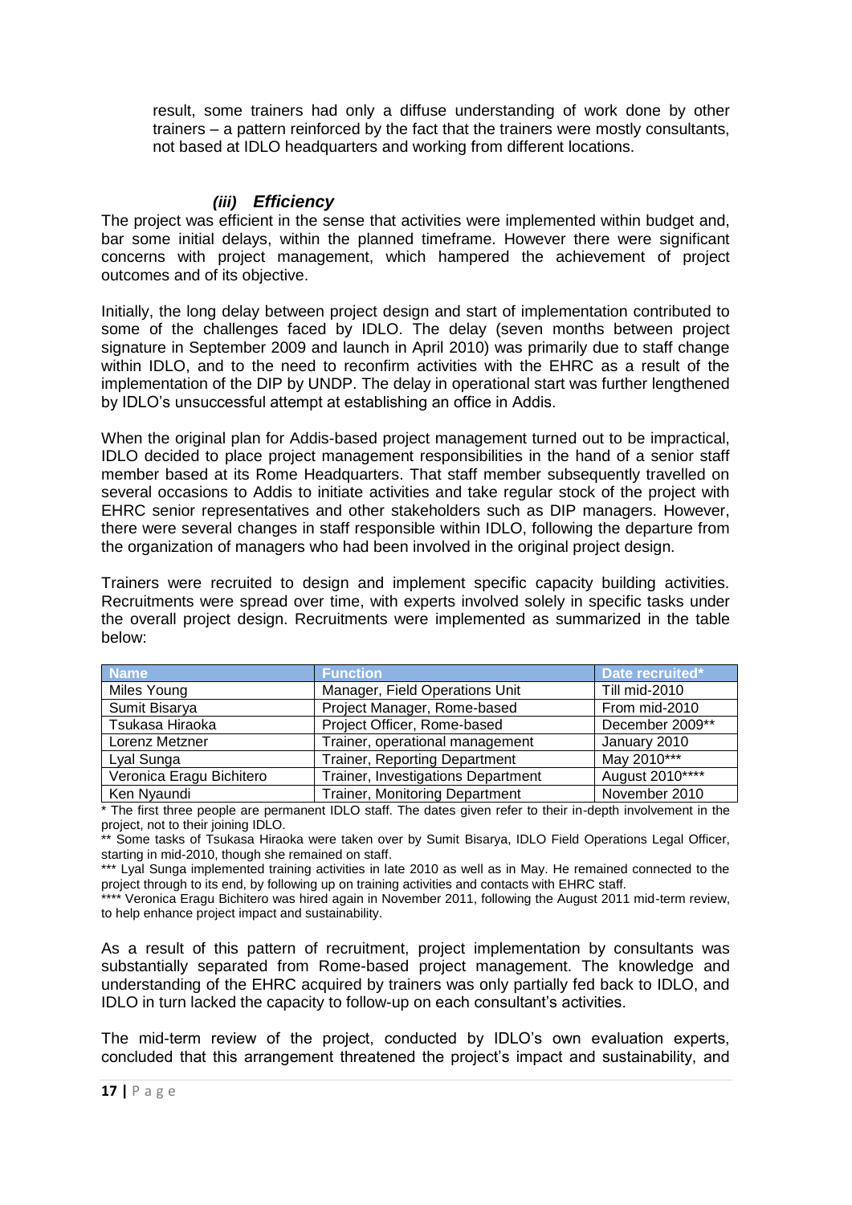result, some trainers had only a diffuse understanding of work done by other trainers – a pattern reinforced by the fact that the trainers were mostly consultants, not based at IDLO headquarters and working from different locations.

### *(iii) Efficiency*

The project was efficient in the sense that activities were implemented within budget and, bar some initial delays, within the planned timeframe. However there were significant concerns with project management, which hampered the achievement of project outcomes and of its objective.

Initially, the long delay between project design and start of implementation contributed to some of the challenges faced by IDLO. The delay (seven months between project signature in September 2009 and launch in April 2010) was primarily due to staff change within IDLO, and to the need to reconfirm activities with the EHRC as a result of the implementation of the DIP by UNDP. The delay in operational start was further lengthened by IDLO's unsuccessful attempt at establishing an office in Addis.

When the original plan for Addis-based project management turned out to be impractical, IDLO decided to place project management responsibilities in the hand of a senior staff member based at its Rome Headquarters. That staff member subsequently travelled on several occasions to Addis to initiate activities and take regular stock of the project with EHRC senior representatives and other stakeholders such as DIP managers. However, there were several changes in staff responsible within IDLO, following the departure from the organization of managers who had been involved in the original project design.

Trainers were recruited to design and implement specific capacity building activities. Recruitments were spread over time, with experts involved solely in specific tasks under the overall project design. Recruitments were implemented as summarized in the table below:

| Name | Function | Date recruited* |
|---|---|---|
| Miles Young | Manager, Field Operations Unit | Till mid-2010 |
| Sumit Bisarya | Project Manager, Rome-based | From mid-2010 |
| Tsukasa Hiraoka | Project Officer, Rome-based | December 2009** |
| Lorenz Metzner | Trainer, operational management | January 2010 |
| Lyal Sunga | Trainer, Reporting Department | May 2010*** |
| Veronica Eragu Bichitero | Trainer, Investigations Department | August 2010**** |
| Ken Nyaundi | Trainer, Monitoring Department | November 2010 |

\* The first three people are permanent IDLO staff. The dates given refer to their in-depth involvement in the project, not to their joining IDLO.

** Some tasks of Tsukasa Hiraoka were taken over by Sumit Bisarya, IDLO Field Operations Legal Officer, starting in mid-2010, though she remained on staff.

*** Lyal Sunga implemented training activities in late 2010 as well as in May. He remained connected to the project through to its end, by following up on training activities and contacts with EHRC staff.

**** Veronica Eragu Bichitero was hired again in November 2011, following the August 2011 mid-term review, to help enhance project impact and sustainability.

As a result of this pattern of recruitment, project implementation by consultants was substantially separated from Rome-based project management. The knowledge and understanding of the EHRC acquired by trainers was only partially fed back to IDLO, and IDLO in turn lacked the capacity to follow-up on each consultant's activities.

The mid-term review of the project, conducted by IDLO's own evaluation experts, concluded that this arrangement threatened the project's impact and sustainability, and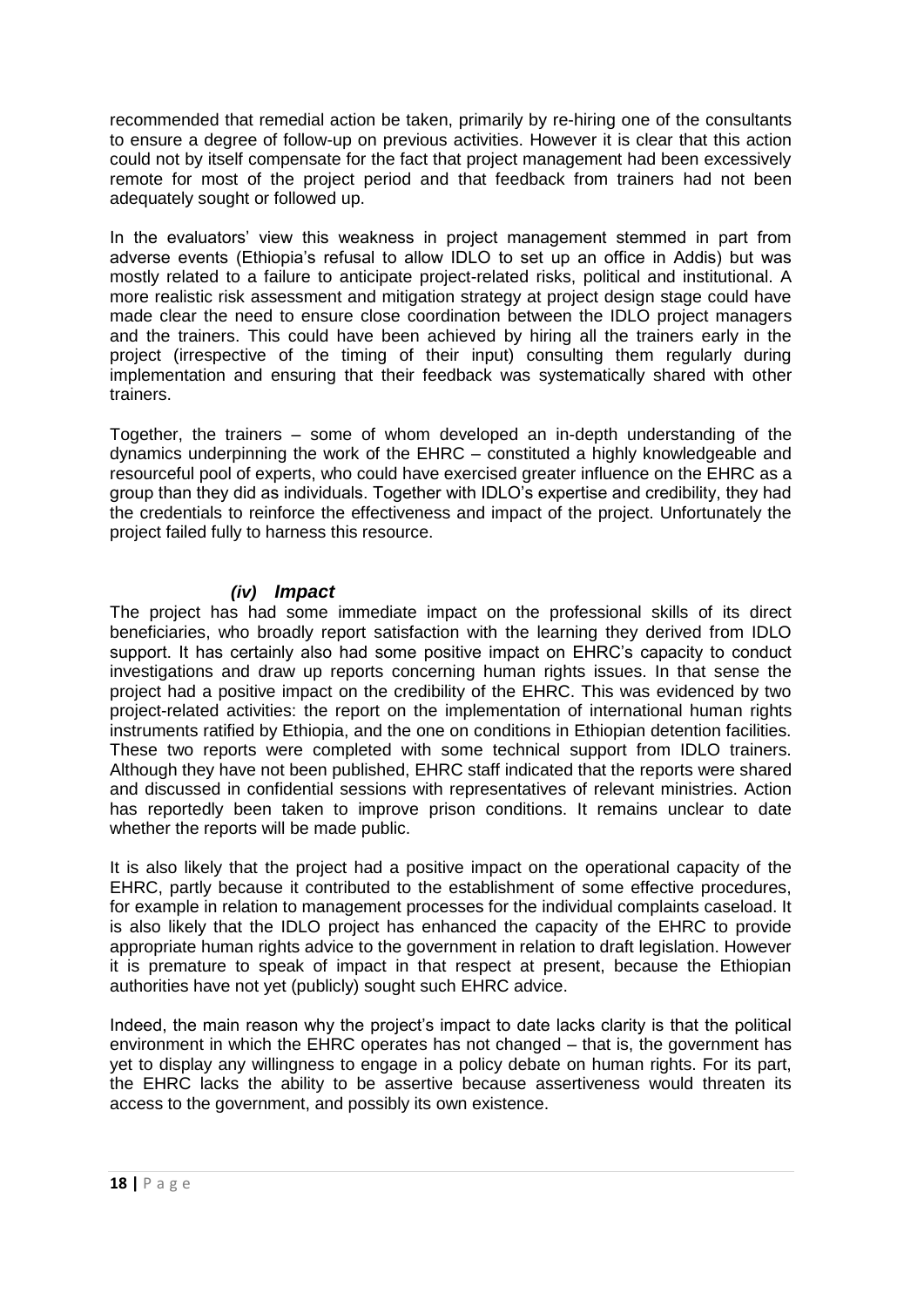recommended that remedial action be taken, primarily by re-hiring one of the consultants to ensure a degree of follow-up on previous activities. However it is clear that this action could not by itself compensate for the fact that project management had been excessively remote for most of the project period and that feedback from trainers had not been adequately sought or followed up.

In the evaluators' view this weakness in project management stemmed in part from adverse events (Ethiopia's refusal to allow IDLO to set up an office in Addis) but was mostly related to a failure to anticipate project-related risks, political and institutional. A more realistic risk assessment and mitigation strategy at project design stage could have made clear the need to ensure close coordination between the IDLO project managers and the trainers. This could have been achieved by hiring all the trainers early in the project (irrespective of the timing of their input) consulting them regularly during implementation and ensuring that their feedback was systematically shared with other trainers.

Together, the trainers – some of whom developed an in-depth understanding of the dynamics underpinning the work of the EHRC – constituted a highly knowledgeable and resourceful pool of experts, who could have exercised greater influence on the EHRC as a group than they did as individuals. Together with IDLO's expertise and credibility, they had the credentials to reinforce the effectiveness and impact of the project. Unfortunately the project failed fully to harness this resource.

### *(iv) Impact*

The project has had some immediate impact on the professional skills of its direct beneficiaries, who broadly report satisfaction with the learning they derived from IDLO support. It has certainly also had some positive impact on EHRC's capacity to conduct investigations and draw up reports concerning human rights issues. In that sense the project had a positive impact on the credibility of the EHRC. This was evidenced by two project-related activities: the report on the implementation of international human rights instruments ratified by Ethiopia, and the one on conditions in Ethiopian detention facilities. These two reports were completed with some technical support from IDLO trainers. Although they have not been published, EHRC staff indicated that the reports were shared and discussed in confidential sessions with representatives of relevant ministries. Action has reportedly been taken to improve prison conditions. It remains unclear to date whether the reports will be made public.

It is also likely that the project had a positive impact on the operational capacity of the EHRC, partly because it contributed to the establishment of some effective procedures, for example in relation to management processes for the individual complaints caseload. It is also likely that the IDLO project has enhanced the capacity of the EHRC to provide appropriate human rights advice to the government in relation to draft legislation. However it is premature to speak of impact in that respect at present, because the Ethiopian authorities have not yet (publicly) sought such EHRC advice.

Indeed, the main reason why the project's impact to date lacks clarity is that the political environment in which the EHRC operates has not changed – that is, the government has yet to display any willingness to engage in a policy debate on human rights. For its part, the EHRC lacks the ability to be assertive because assertiveness would threaten its access to the government, and possibly its own existence.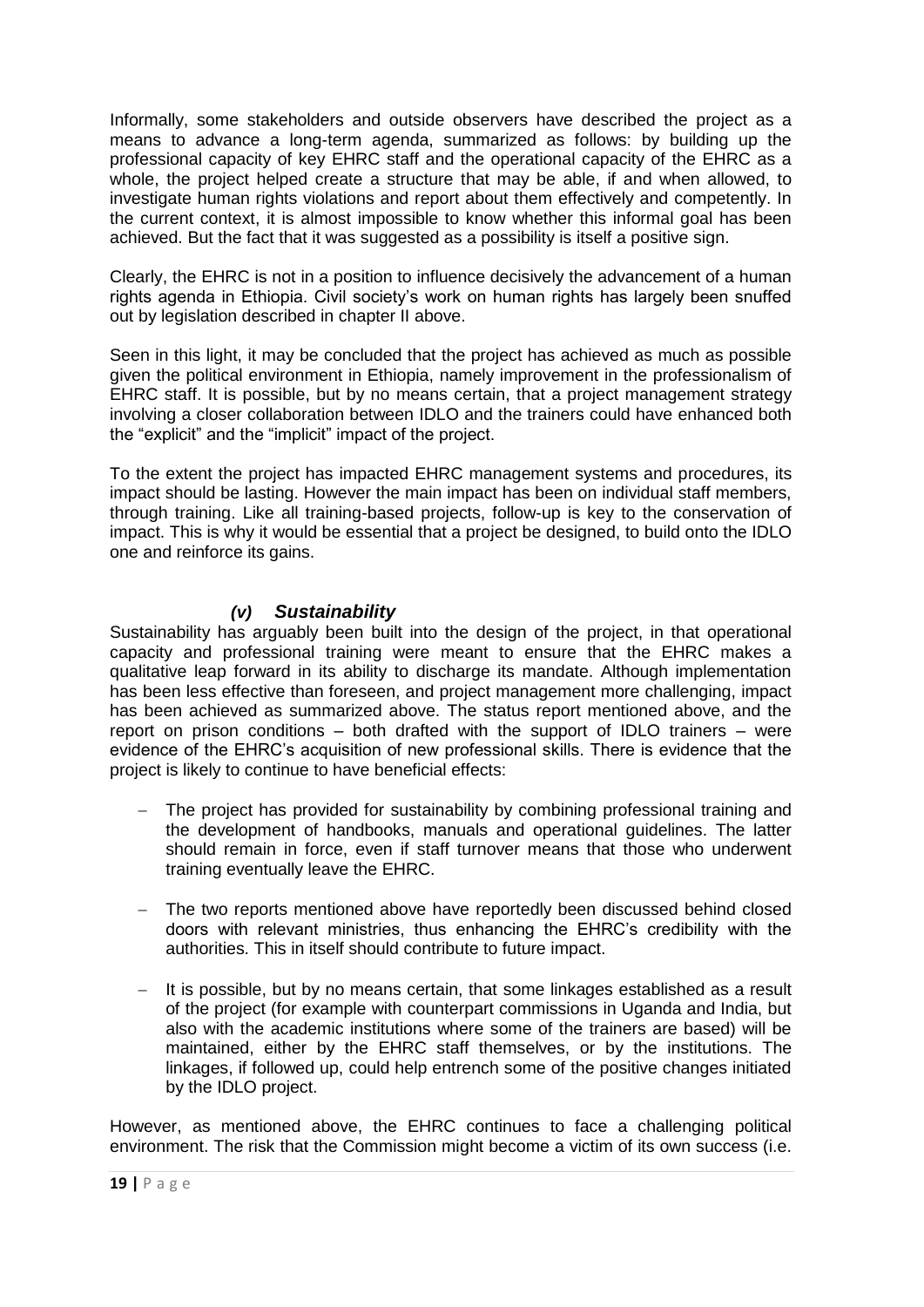Informally, some stakeholders and outside observers have described the project as a means to advance a long-term agenda, summarized as follows: by building up the professional capacity of key EHRC staff and the operational capacity of the EHRC as a whole, the project helped create a structure that may be able, if and when allowed, to investigate human rights violations and report about them effectively and competently. In the current context, it is almost impossible to know whether this informal goal has been achieved. But the fact that it was suggested as a possibility is itself a positive sign.

Clearly, the EHRC is not in a position to influence decisively the advancement of a human rights agenda in Ethiopia. Civil society's work on human rights has largely been snuffed out by legislation described in chapter II above.

Seen in this light, it may be concluded that the project has achieved as much as possible given the political environment in Ethiopia, namely improvement in the professionalism of EHRC staff. It is possible, but by no means certain, that a project management strategy involving a closer collaboration between IDLO and the trainers could have enhanced both the "explicit" and the "implicit" impact of the project.

To the extent the project has impacted EHRC management systems and procedures, its impact should be lasting. However the main impact has been on individual staff members, through training. Like all training-based projects, follow-up is key to the conservation of impact. This is why it would be essential that a project be designed, to build onto the IDLO one and reinforce its gains.

### *(v) Sustainability*

Sustainability has arguably been built into the design of the project, in that operational capacity and professional training were meant to ensure that the EHRC makes a qualitative leap forward in its ability to discharge its mandate. Although implementation has been less effective than foreseen, and project management more challenging, impact has been achieved as summarized above. The status report mentioned above, and the report on prison conditions – both drafted with the support of IDLO trainers – were evidence of the EHRC's acquisition of new professional skills. There is evidence that the project is likely to continue to have beneficial effects:

- The project has provided for sustainability by combining professional training and the development of handbooks, manuals and operational guidelines. The latter should remain in force, even if staff turnover means that those who underwent training eventually leave the EHRC.
- The two reports mentioned above have reportedly been discussed behind closed doors with relevant ministries, thus enhancing the EHRC's credibility with the authorities. This in itself should contribute to future impact.
- It is possible, but by no means certain, that some linkages established as a result of the project (for example with counterpart commissions in Uganda and India, but also with the academic institutions where some of the trainers are based) will be maintained, either by the EHRC staff themselves, or by the institutions. The linkages, if followed up, could help entrench some of the positive changes initiated by the IDLO project.

However, as mentioned above, the EHRC continues to face a challenging political environment. The risk that the Commission might become a victim of its own success (i.e.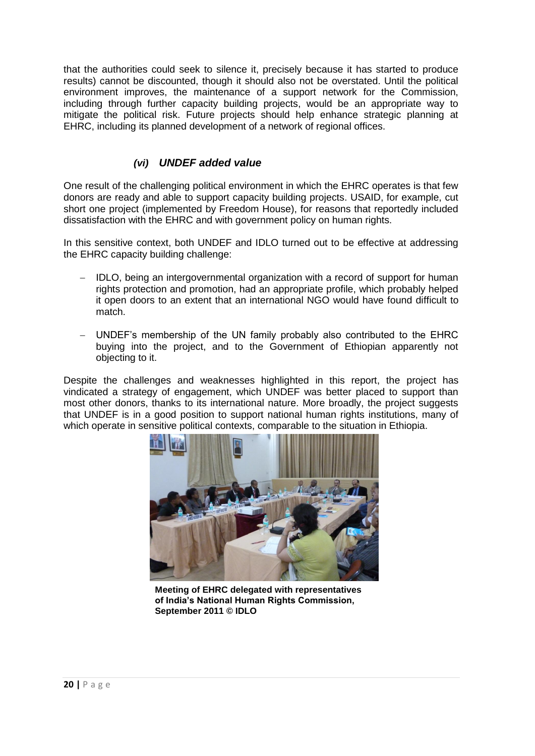that the authorities could seek to silence it, precisely because it has started to produce results) cannot be discounted, though it should also not be overstated. Until the political environment improves, the maintenance of a support network for the Commission, including through further capacity building projects, would be an appropriate way to mitigate the political risk. Future projects should help enhance strategic planning at EHRC, including its planned development of a network of regional offices.

### *(vi) UNDEF added value*

One result of the challenging political environment in which the EHRC operates is that few donors are ready and able to support capacity building projects. USAID, for example, cut short one project (implemented by Freedom House), for reasons that reportedly included dissatisfaction with the EHRC and with government policy on human rights.

In this sensitive context, both UNDEF and IDLO turned out to be effective at addressing the EHRC capacity building challenge:

- IDLO, being an intergovernmental organization with a record of support for human rights protection and promotion, had an appropriate profile, which probably helped it open doors to an extent that an international NGO would have found difficult to match.
- UNDEF's membership of the UN family probably also contributed to the EHRC buying into the project, and to the Government of Ethiopian apparently not objecting to it.

Despite the challenges and weaknesses highlighted in this report, the project has vindicated a strategy of engagement, which UNDEF was better placed to support than most other donors, thanks to its international nature. More broadly, the project suggests that UNDEF is in a good position to support national human rights institutions, many of which operate in sensitive political contexts, comparable to the situation in Ethiopia.

**Meeting of EHRC delegated with representatives of India's National Human Rights Commission, September 2011 © IDLO**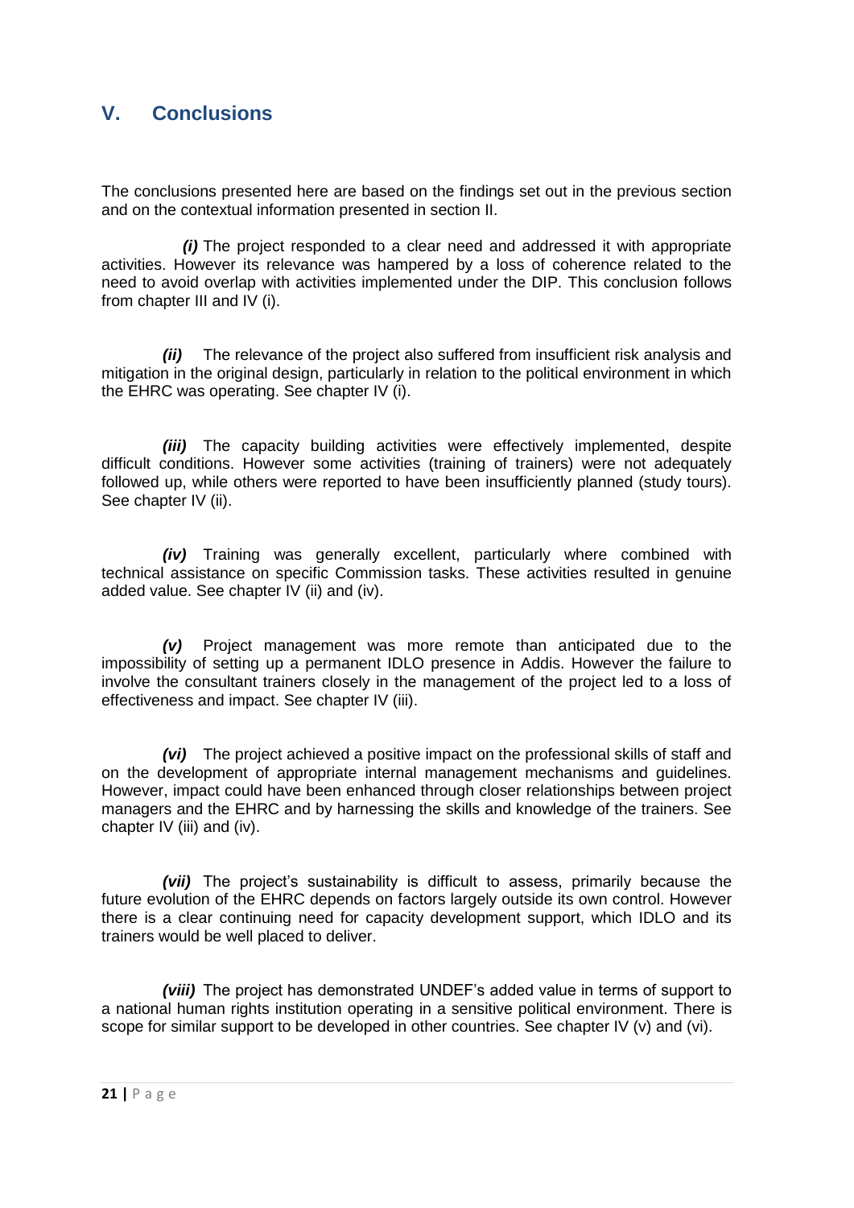# V. Conclusions

The conclusions presented here are based on the findings set out in the previous section and on the contextual information presented in section II.

***(i)*** The project responded to a clear need and addressed it with appropriate activities. However its relevance was hampered by a loss of coherence related to the need to avoid overlap with activities implemented under the DIP. This conclusion follows from chapter III and IV (i).

***(ii)*** The relevance of the project also suffered from insufficient risk analysis and mitigation in the original design, particularly in relation to the political environment in which the EHRC was operating. See chapter IV (i).

***(iii)*** The capacity building activities were effectively implemented, despite difficult conditions. However some activities (training of trainers) were not adequately followed up, while others were reported to have been insufficiently planned (study tours). See chapter IV (ii).

***(iv)*** Training was generally excellent, particularly where combined with technical assistance on specific Commission tasks. These activities resulted in genuine added value. See chapter IV (ii) and (iv).

***(v)*** Project management was more remote than anticipated due to the impossibility of setting up a permanent IDLO presence in Addis. However the failure to involve the consultant trainers closely in the management of the project led to a loss of effectiveness and impact. See chapter IV (iii).

***(vi)*** The project achieved a positive impact on the professional skills of staff and on the development of appropriate internal management mechanisms and guidelines. However, impact could have been enhanced through closer relationships between project managers and the EHRC and by harnessing the skills and knowledge of the trainers. See chapter IV (iii) and (iv).

***(vii)*** The project's sustainability is difficult to assess, primarily because the future evolution of the EHRC depends on factors largely outside its own control. However there is a clear continuing need for capacity development support, which IDLO and its trainers would be well placed to deliver.

***(viii)*** The project has demonstrated UNDEF's added value in terms of support to a national human rights institution operating in a sensitive political environment. There is scope for similar support to be developed in other countries. See chapter IV (v) and (vi).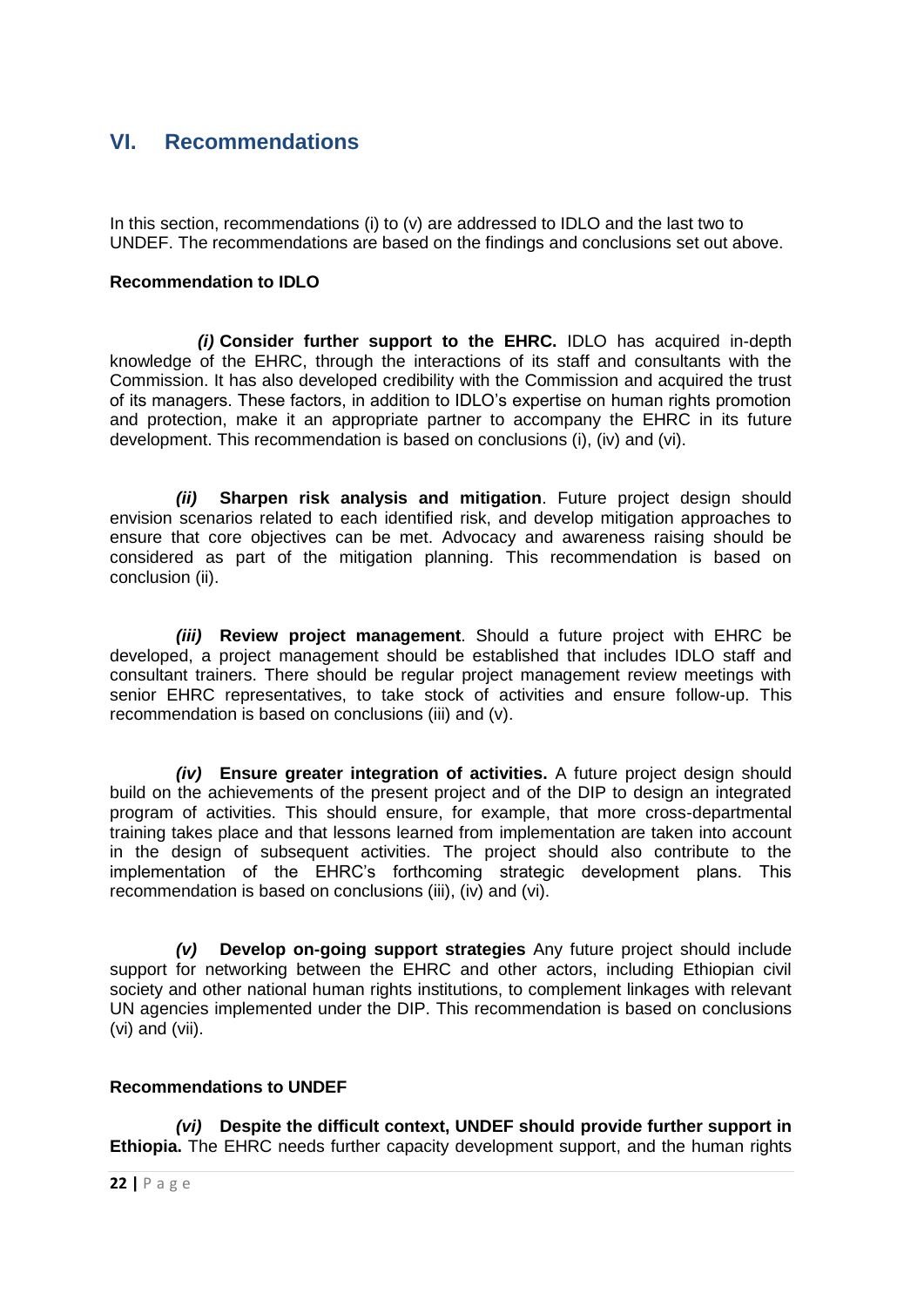## VI. Recommendations

In this section, recommendations (i) to (v) are addressed to IDLO and the last two to UNDEF. The recommendations are based on the findings and conclusions set out above.

**Recommendation to IDLO**

***(i)* Consider further support to the EHRC.** IDLO has acquired in-depth knowledge of the EHRC, through the interactions of its staff and consultants with the Commission. It has also developed credibility with the Commission and acquired the trust of its managers. These factors, in addition to IDLO's expertise on human rights promotion and protection, make it an appropriate partner to accompany the EHRC in its future development. This recommendation is based on conclusions (i), (iv) and (vi).

***(ii)* Sharpen risk analysis and mitigation**. Future project design should envision scenarios related to each identified risk, and develop mitigation approaches to ensure that core objectives can be met. Advocacy and awareness raising should be considered as part of the mitigation planning. This recommendation is based on conclusion (ii).

***(iii)* Review project management**. Should a future project with EHRC be developed, a project management should be established that includes IDLO staff and consultant trainers. There should be regular project management review meetings with senior EHRC representatives, to take stock of activities and ensure follow-up. This recommendation is based on conclusions (iii) and (v).

***(iv)* Ensure greater integration of activities.** A future project design should build on the achievements of the present project and of the DIP to design an integrated program of activities. This should ensure, for example, that more cross-departmental training takes place and that lessons learned from implementation are taken into account in the design of subsequent activities. The project should also contribute to the implementation of the EHRC's forthcoming strategic development plans. This recommendation is based on conclusions (iii), (iv) and (vi).

***(v)* Develop on-going support strategies** Any future project should include support for networking between the EHRC and other actors, including Ethiopian civil society and other national human rights institutions, to complement linkages with relevant UN agencies implemented under the DIP. This recommendation is based on conclusions (vi) and (vii).

**Recommendations to UNDEF**

***(vi)* Despite the difficult context, UNDEF should provide further support in Ethiopia.** The EHRC needs further capacity development support, and the human rights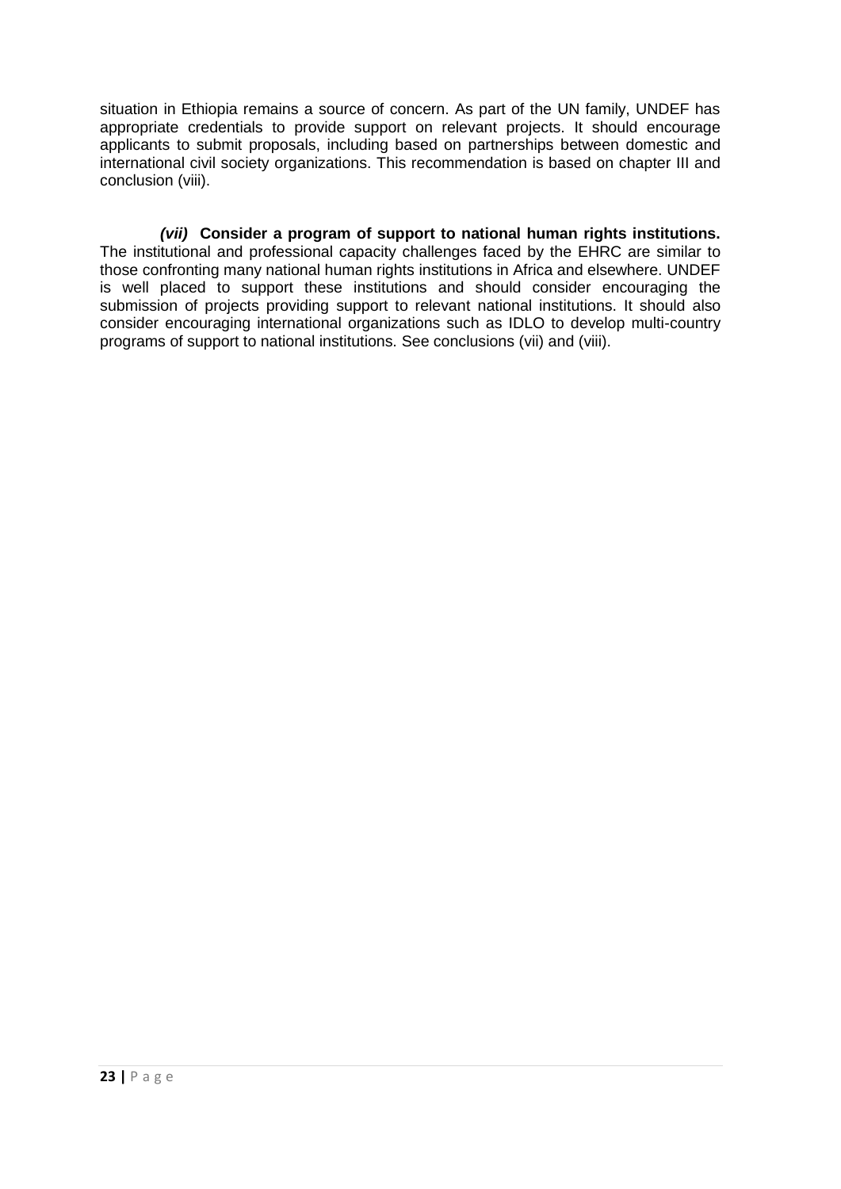situation in Ethiopia remains a source of concern. As part of the UN family, UNDEF has appropriate credentials to provide support on relevant projects. It should encourage applicants to submit proposals, including based on partnerships between domestic and international civil society organizations. This recommendation is based on chapter III and conclusion (viii).

***(vii)*** **Consider a program of support to national human rights institutions.** The institutional and professional capacity challenges faced by the EHRC are similar to those confronting many national human rights institutions in Africa and elsewhere. UNDEF is well placed to support these institutions and should consider encouraging the submission of projects providing support to relevant national institutions. It should also consider encouraging international organizations such as IDLO to develop multi-country programs of support to national institutions. See conclusions (vii) and (viii).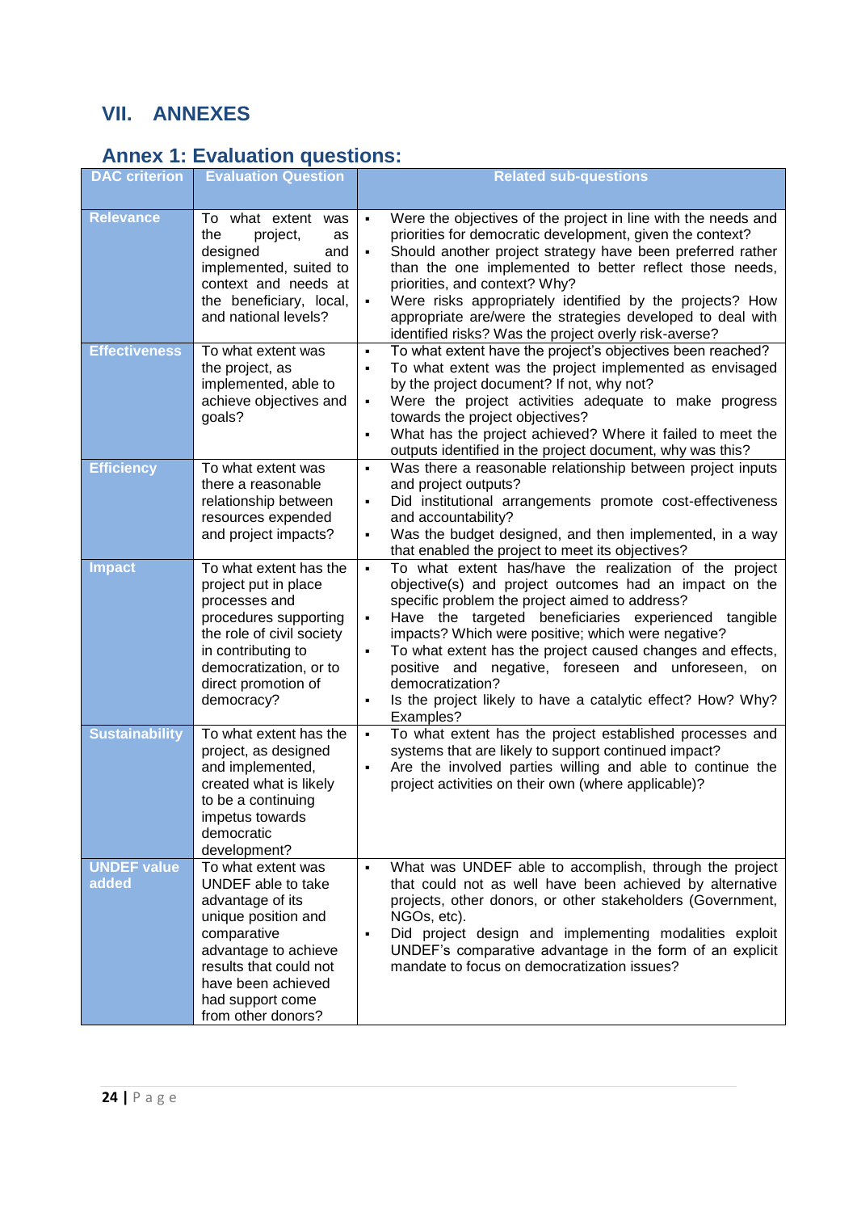# VII. ANNEXES

## Annex 1: Evaluation questions:

| DAC criterion | Evaluation Question | Related sub-questions |
|---|---|---|
| **Relevance** | To what extent was the project, as designed and implemented, suited to context and needs at the beneficiary, local, and national levels? | ▪ Were the objectives of the project in line with the needs and priorities for democratic development, given the context?<br>▪ Should another project strategy have been preferred rather than the one implemented to better reflect those needs, priorities, and context? Why?<br>▪ Were risks appropriately identified by the projects? How appropriate are/were the strategies developed to deal with identified risks? Was the project overly risk-averse? |
| **Effectiveness** | To what extent was the project, as implemented, able to achieve objectives and goals? | ▪ To what extent have the project's objectives been reached?<br>▪ To what extent was the project implemented as envisaged by the project document? If not, why not?<br>▪ Were the project activities adequate to make progress towards the project objectives?<br>▪ What has the project achieved? Where it failed to meet the outputs identified in the project document, why was this? |
| **Efficiency** | To what extent was there a reasonable relationship between resources expended and project impacts? | ▪ Was there a reasonable relationship between project inputs and project outputs?<br>▪ Did institutional arrangements promote cost-effectiveness and accountability?<br>▪ Was the budget designed, and then implemented, in a way that enabled the project to meet its objectives? |
| **Impact** | To what extent has the project put in place processes and procedures supporting the role of civil society in contributing to democratization, or to direct promotion of democracy? | ▪ To what extent has/have the realization of the project objective(s) and project outcomes had an impact on the specific problem the project aimed to address?<br>▪ Have the targeted beneficiaries experienced tangible impacts? Which were positive; which were negative?<br>▪ To what extent has the project caused changes and effects, positive and negative, foreseen and unforeseen, on democratization?<br>▪ Is the project likely to have a catalytic effect? How? Why? Examples? |
| **Sustainability** | To what extent has the project, as designed and implemented, created what is likely to be a continuing impetus towards democratic development? | ▪ To what extent has the project established processes and systems that are likely to support continued impact?<br>▪ Are the involved parties willing and able to continue the project activities on their own (where applicable)? |
| **UNDEF value added** | To what extent was UNDEF able to take advantage of its unique position and comparative advantage to achieve results that could not have been achieved had support come from other donors? | ▪ What was UNDEF able to accomplish, through the project that could not as well have been achieved by alternative projects, other donors, or other stakeholders (Government, NGOs, etc).<br>▪ Did project design and implementing modalities exploit UNDEF's comparative advantage in the form of an explicit mandate to focus on democratization issues? |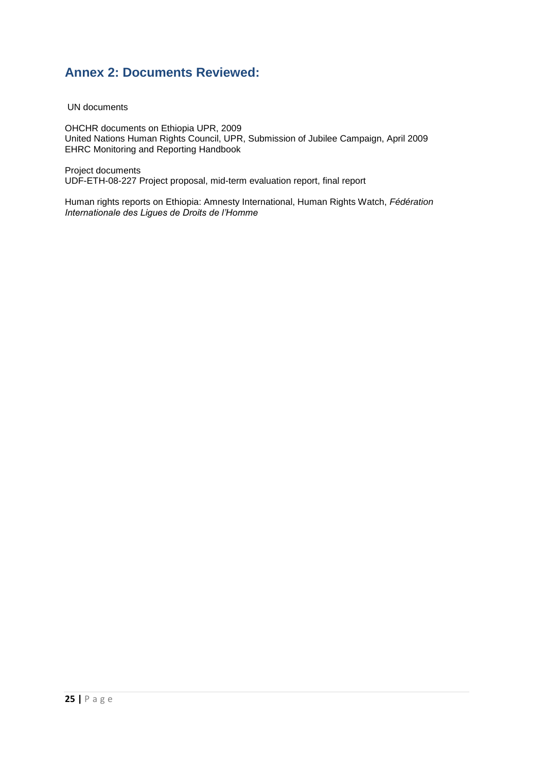## Annex 2: Documents Reviewed:

UN documents

OHCHR documents on Ethiopia UPR, 2009
United Nations Human Rights Council, UPR, Submission of Jubilee Campaign, April 2009
EHRC Monitoring and Reporting Handbook

Project documents
UDF-ETH-08-227 Project proposal, mid-term evaluation report, final report

Human rights reports on Ethiopia: Amnesty International, Human Rights Watch, *Fédération Internationale des Ligues de Droits de l'Homme*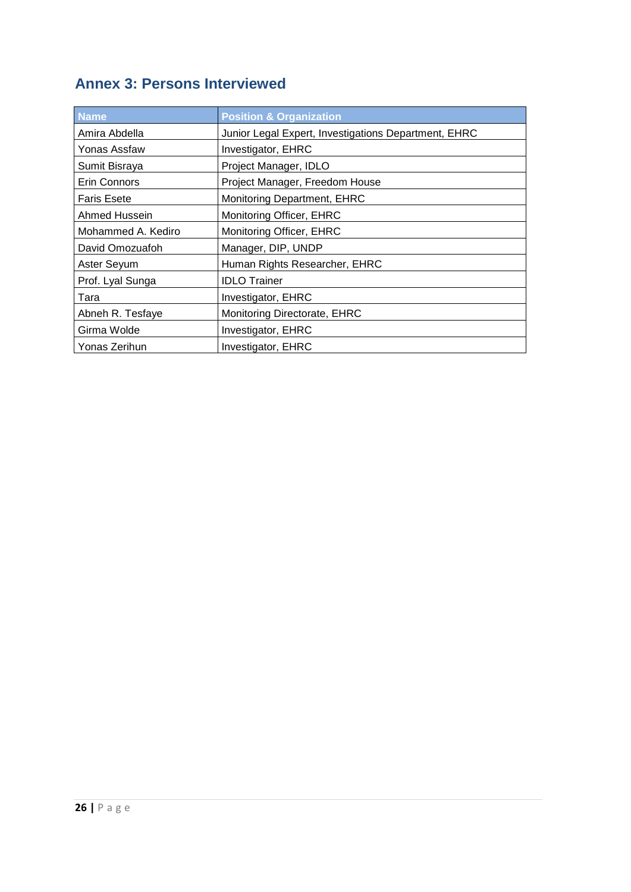## Annex 3: Persons Interviewed

| Name | Position & Organization |
| --- | --- |
| Amira Abdella | Junior Legal Expert, Investigations Department, EHRC |
| Yonas Assfaw | Investigator, EHRC |
| Sumit Bisraya | Project Manager, IDLO |
| Erin Connors | Project Manager, Freedom House |
| Faris Esete | Monitoring Department, EHRC |
| Ahmed Hussein | Monitoring Officer, EHRC |
| Mohammed A. Kediro | Monitoring Officer, EHRC |
| David Omozuafoh | Manager, DIP, UNDP |
| Aster Seyum | Human Rights Researcher, EHRC |
| Prof. Lyal Sunga | IDLO Trainer |
| Tara | Investigator, EHRC |
| Abneh R. Tesfaye | Monitoring Directorate, EHRC |
| Girma Wolde | Investigator, EHRC |
| Yonas Zerihun | Investigator, EHRC |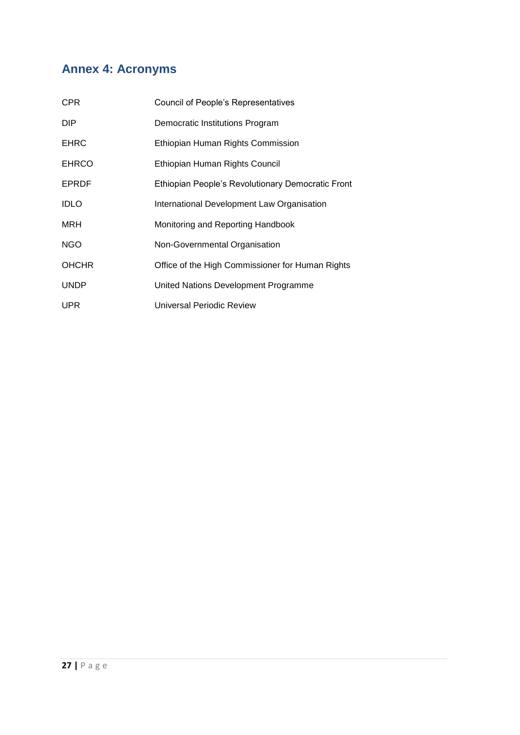## Annex 4: Acronyms

| | |
|---|---|
| CPR | Council of People's Representatives |
| DIP | Democratic Institutions Program |
| EHRC | Ethiopian Human Rights Commission |
| EHRCO | Ethiopian Human Rights Council |
| EPRDF | Ethiopian People's Revolutionary Democratic Front |
| IDLO | International Development Law Organisation |
| MRH | Monitoring and Reporting Handbook |
| NGO | Non-Governmental Organisation |
| OHCHR | Office of the High Commissioner for Human Rights |
| UNDP | United Nations Development Programme |
| UPR | Universal Periodic Review |